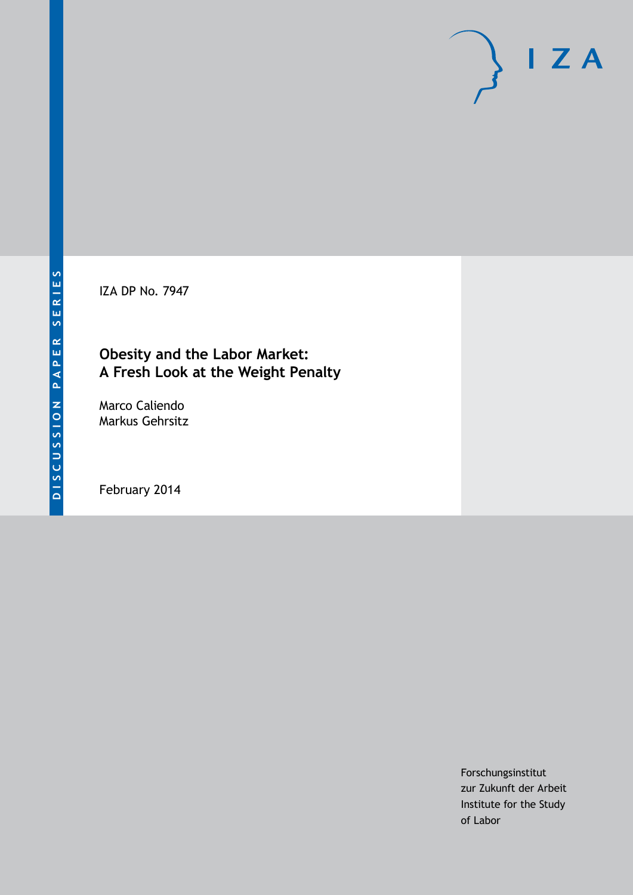DISCUSSION PAPER SERIES

IZA

IZA DP No. 7947

# Obesity and the Labor Market: A Fresh Look at the Weight Penalty

Marco Caliendo
Markus Gehrsitz

February 2014

Forschungsinstitut
zur Zukunft der Arbeit
Institute for the Study
of Labor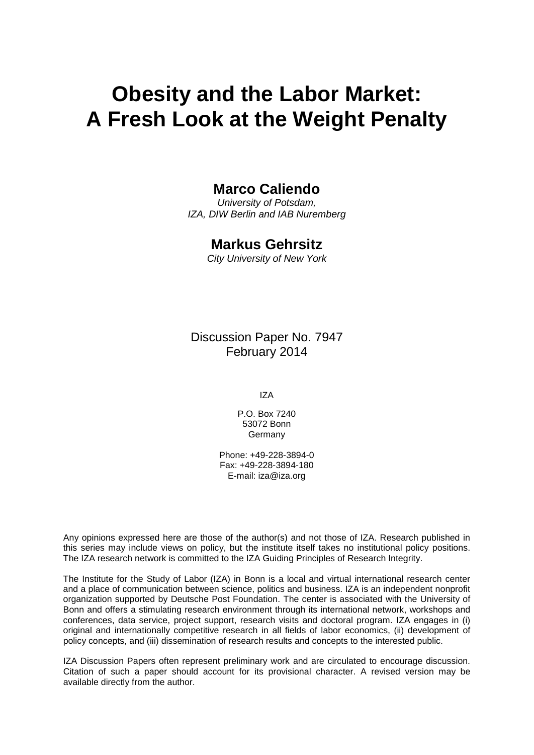# Obesity and the Labor Market: A Fresh Look at the Weight Penalty

**Marco Caliendo**

*University of Potsdam, IZA, DIW Berlin and IAB Nuremberg*

**Markus Gehrsitz**

*City University of New York*

Discussion Paper No. 7947
February 2014

IZA

P.O. Box 7240
53072 Bonn
Germany

Phone: +49-228-3894-0
Fax: +49-228-3894-180
E-mail: iza@iza.org

Any opinions expressed here are those of the author(s) and not those of IZA. Research published in this series may include views on policy, but the institute itself takes no institutional policy positions. The IZA research network is committed to the IZA Guiding Principles of Research Integrity.

The Institute for the Study of Labor (IZA) in Bonn is a local and virtual international research center and a place of communication between science, politics and business. IZA is an independent nonprofit organization supported by Deutsche Post Foundation. The center is associated with the University of Bonn and offers a stimulating research environment through its international network, workshops and conferences, data service, project support, research visits and doctoral program. IZA engages in (i) original and internationally competitive research in all fields of labor economics, (ii) development of policy concepts, and (iii) dissemination of research results and concepts to the interested public.

IZA Discussion Papers often represent preliminary work and are circulated to encourage discussion. Citation of such a paper should account for its provisional character. A revised version may be available directly from the author.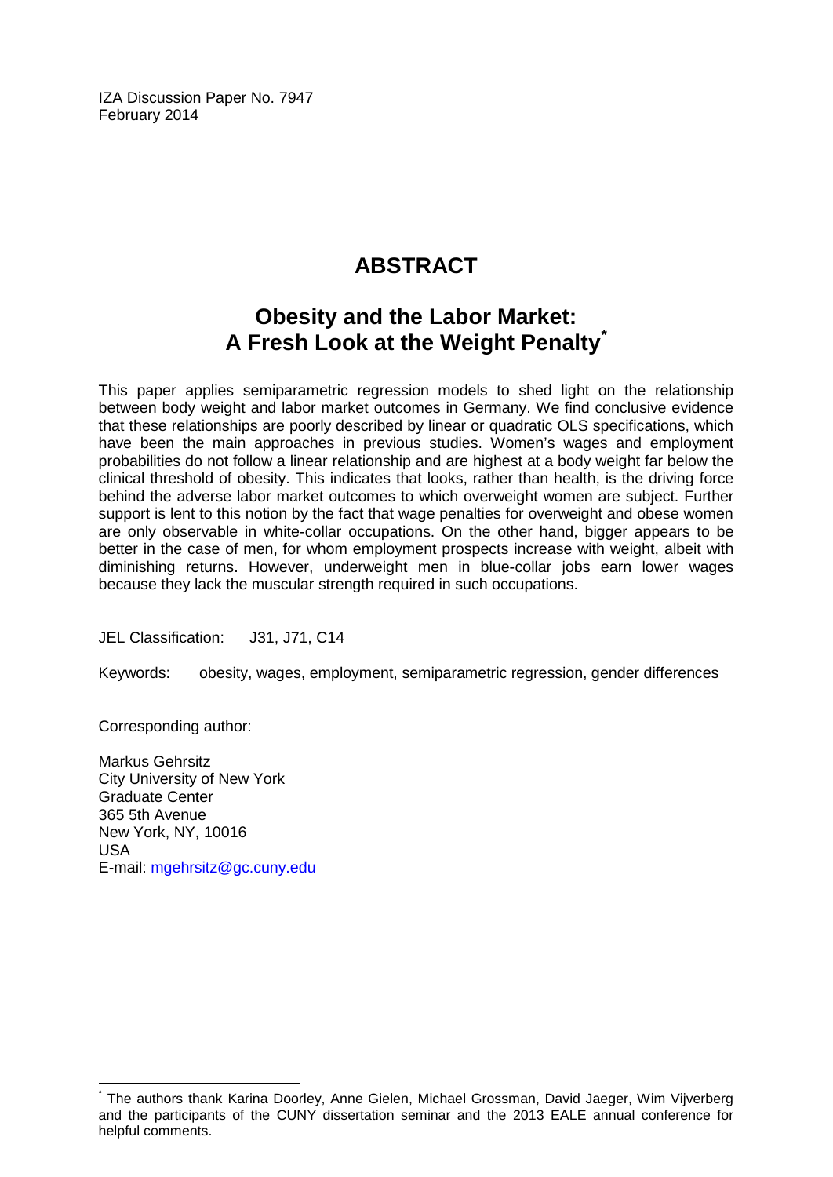IZA Discussion Paper No. 7947
February 2014

# ABSTRACT

## Obesity and the Labor Market: A Fresh Look at the Weight Penalty*

This paper applies semiparametric regression models to shed light on the relationship between body weight and labor market outcomes in Germany. We find conclusive evidence that these relationships are poorly described by linear or quadratic OLS specifications, which have been the main approaches in previous studies. Women's wages and employment probabilities do not follow a linear relationship and are highest at a body weight far below the clinical threshold of obesity. This indicates that looks, rather than health, is the driving force behind the adverse labor market outcomes to which overweight women are subject. Further support is lent to this notion by the fact that wage penalties for overweight and obese women are only observable in white-collar occupations. On the other hand, bigger appears to be better in the case of men, for whom employment prospects increase with weight, albeit with diminishing returns. However, underweight men in blue-collar jobs earn lower wages because they lack the muscular strength required in such occupations.

JEL Classification: J31, J71, C14

Keywords: obesity, wages, employment, semiparametric regression, gender differences

Corresponding author:

Markus Gehrsitz
City University of New York
Graduate Center
365 5th Avenue
New York, NY, 10016
USA
E-mail: mgehrsitz@gc.cuny.edu

---

* The authors thank Karina Doorley, Anne Gielen, Michael Grossman, David Jaeger, Wim Vijverberg and the participants of the CUNY dissertation seminar and the 2013 EALE annual conference for helpful comments.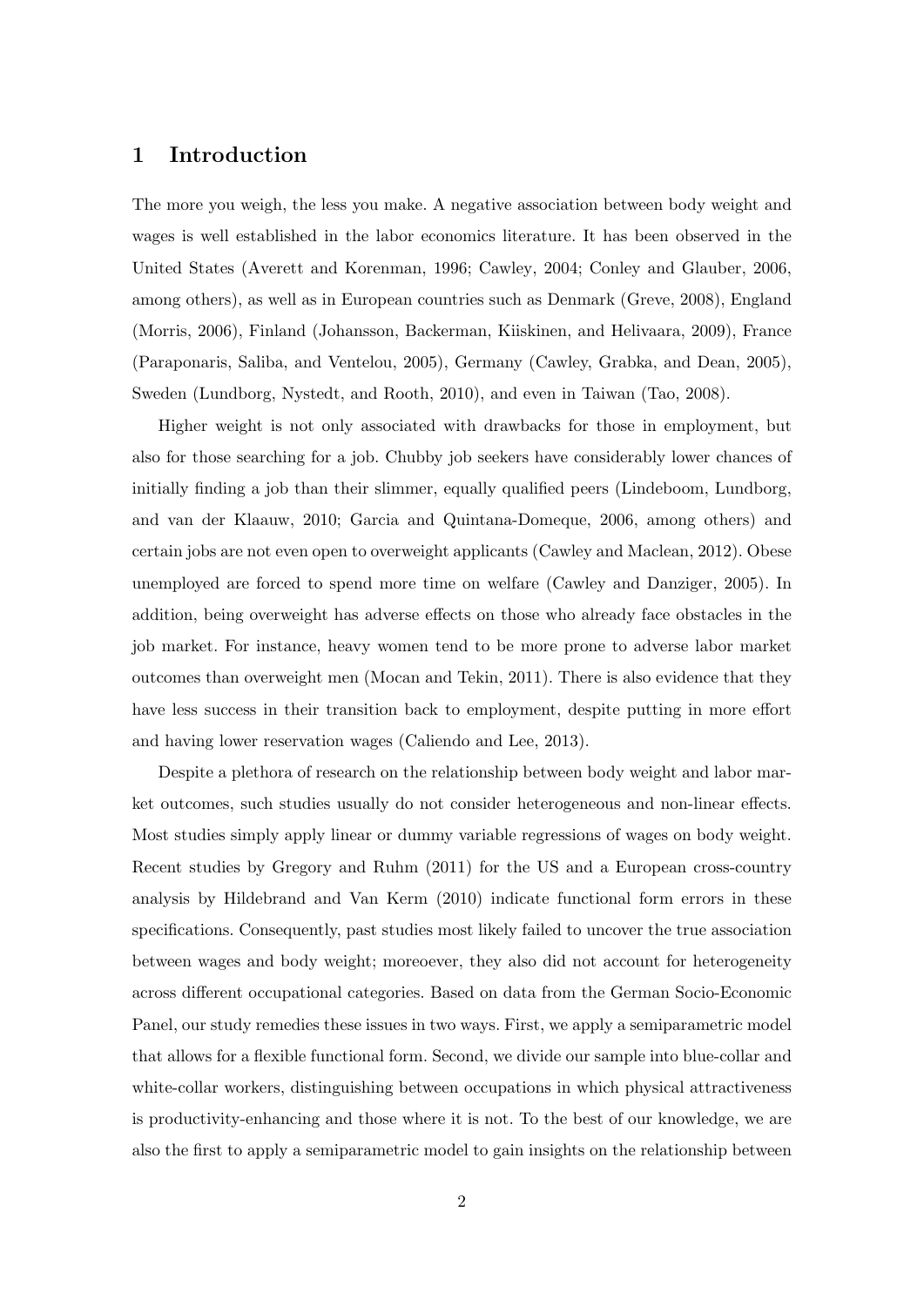## 1 Introduction

The more you weigh, the less you make. A negative association between body weight and wages is well established in the labor economics literature. It has been observed in the United States (Averett and Korenman, 1996; Cawley, 2004; Conley and Glauber, 2006, among others), as well as in European countries such as Denmark (Greve, 2008), England (Morris, 2006), Finland (Johansson, Backerman, Kiiskinen, and Helivaara, 2009), France (Paraponaris, Saliba, and Ventelou, 2005), Germany (Cawley, Grabka, and Dean, 2005), Sweden (Lundborg, Nystedt, and Rooth, 2010), and even in Taiwan (Tao, 2008).

Higher weight is not only associated with drawbacks for those in employment, but also for those searching for a job. Chubby job seekers have considerably lower chances of initially finding a job than their slimmer, equally qualified peers (Lindeboom, Lundborg, and van der Klaauw, 2010; Garcia and Quintana-Domeque, 2006, among others) and certain jobs are not even open to overweight applicants (Cawley and Maclean, 2012). Obese unemployed are forced to spend more time on welfare (Cawley and Danziger, 2005). In addition, being overweight has adverse effects on those who already face obstacles in the job market. For instance, heavy women tend to be more prone to adverse labor market outcomes than overweight men (Mocan and Tekin, 2011). There is also evidence that they have less success in their transition back to employment, despite putting in more effort and having lower reservation wages (Caliendo and Lee, 2013).

Despite a plethora of research on the relationship between body weight and labor market outcomes, such studies usually do not consider heterogeneous and non-linear effects. Most studies simply apply linear or dummy variable regressions of wages on body weight. Recent studies by Gregory and Ruhm (2011) for the US and a European cross-country analysis by Hildebrand and Van Kerm (2010) indicate functional form errors in these specifications. Consequently, past studies most likely failed to uncover the true association between wages and body weight; moreoever, they also did not account for heterogeneity across different occupational categories. Based on data from the German Socio-Economic Panel, our study remedies these issues in two ways. First, we apply a semiparametric model that allows for a flexible functional form. Second, we divide our sample into blue-collar and white-collar workers, distinguishing between occupations in which physical attractiveness is productivity-enhancing and those where it is not. To the best of our knowledge, we are also the first to apply a semiparametric model to gain insights on the relationship between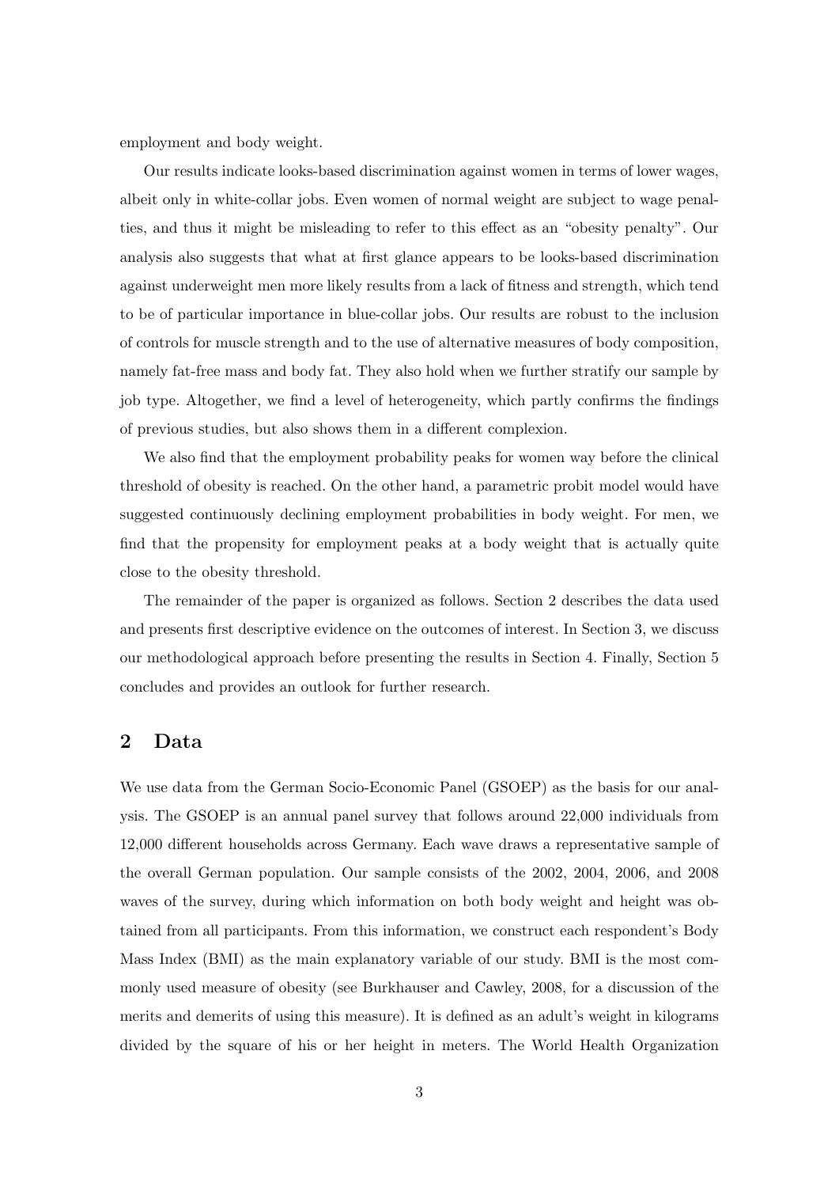employment and body weight.

Our results indicate looks-based discrimination against women in terms of lower wages, albeit only in white-collar jobs. Even women of normal weight are subject to wage penalties, and thus it might be misleading to refer to this effect as an "obesity penalty". Our analysis also suggests that what at first glance appears to be looks-based discrimination against underweight men more likely results from a lack of fitness and strength, which tend to be of particular importance in blue-collar jobs. Our results are robust to the inclusion of controls for muscle strength and to the use of alternative measures of body composition, namely fat-free mass and body fat. They also hold when we further stratify our sample by job type. Altogether, we find a level of heterogeneity, which partly confirms the findings of previous studies, but also shows them in a different complexion.

We also find that the employment probability peaks for women way before the clinical threshold of obesity is reached. On the other hand, a parametric probit model would have suggested continuously declining employment probabilities in body weight. For men, we find that the propensity for employment peaks at a body weight that is actually quite close to the obesity threshold.

The remainder of the paper is organized as follows. Section 2 describes the data used and presents first descriptive evidence on the outcomes of interest. In Section 3, we discuss our methodological approach before presenting the results in Section 4. Finally, Section 5 concludes and provides an outlook for further research.

## 2 Data

We use data from the German Socio-Economic Panel (GSOEP) as the basis for our analysis. The GSOEP is an annual panel survey that follows around 22,000 individuals from 12,000 different households across Germany. Each wave draws a representative sample of the overall German population. Our sample consists of the 2002, 2004, 2006, and 2008 waves of the survey, during which information on both body weight and height was obtained from all participants. From this information, we construct each respondent's Body Mass Index (BMI) as the main explanatory variable of our study. BMI is the most commonly used measure of obesity (see Burkhauser and Cawley, 2008, for a discussion of the merits and demerits of using this measure). It is defined as an adult's weight in kilograms divided by the square of his or her height in meters. The World Health Organization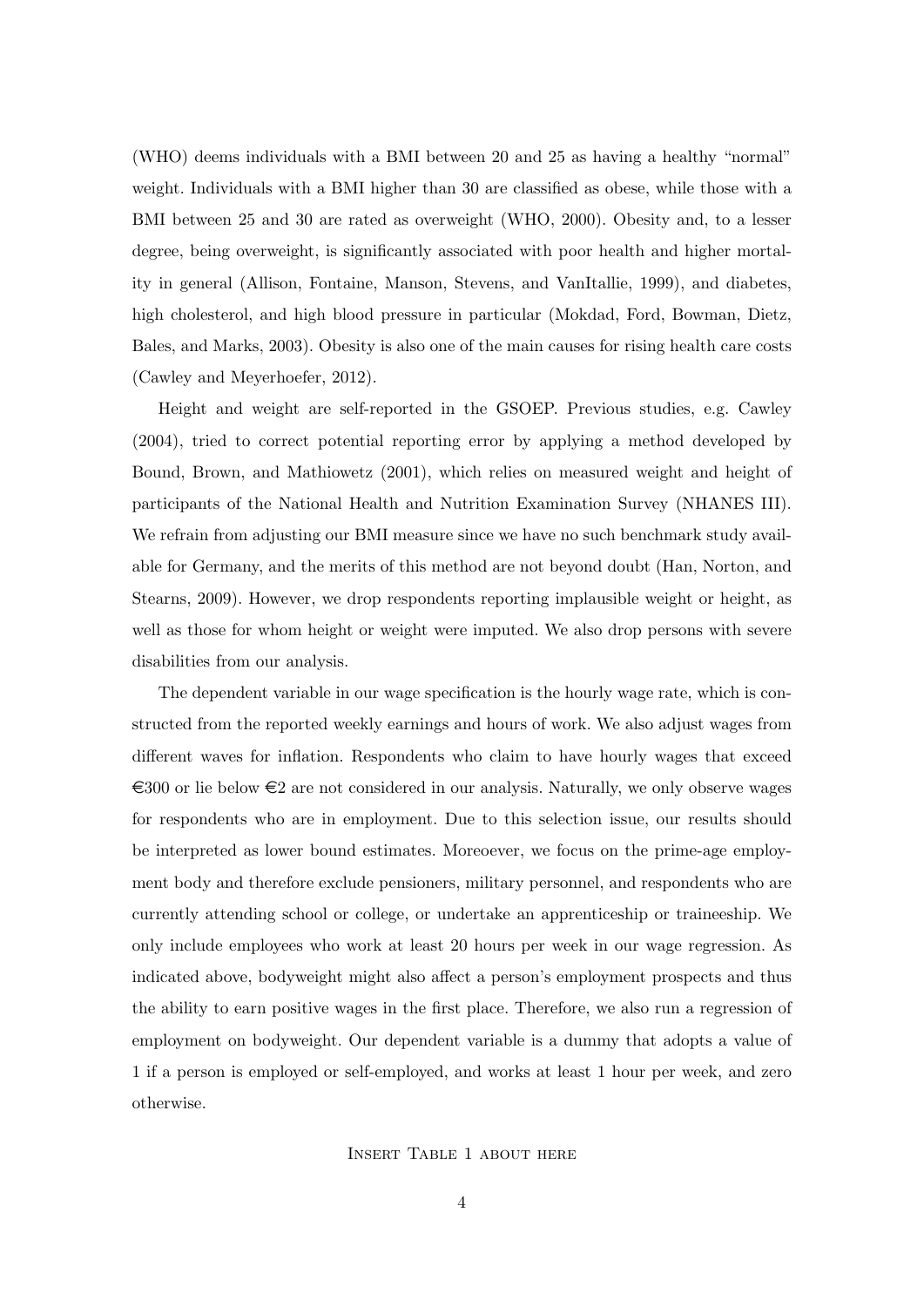(WHO) deems individuals with a BMI between 20 and 25 as having a healthy "normal" weight. Individuals with a BMI higher than 30 are classified as obese, while those with a BMI between 25 and 30 are rated as overweight (WHO, 2000). Obesity and, to a lesser degree, being overweight, is significantly associated with poor health and higher mortality in general (Allison, Fontaine, Manson, Stevens, and VanItallie, 1999), and diabetes, high cholesterol, and high blood pressure in particular (Mokdad, Ford, Bowman, Dietz, Bales, and Marks, 2003). Obesity is also one of the main causes for rising health care costs (Cawley and Meyerhoefer, 2012).

Height and weight are self-reported in the GSOEP. Previous studies, e.g. Cawley (2004), tried to correct potential reporting error by applying a method developed by Bound, Brown, and Mathiowetz (2001), which relies on measured weight and height of participants of the National Health and Nutrition Examination Survey (NHANES III). We refrain from adjusting our BMI measure since we have no such benchmark study available for Germany, and the merits of this method are not beyond doubt (Han, Norton, and Stearns, 2009). However, we drop respondents reporting implausible weight or height, as well as those for whom height or weight were imputed. We also drop persons with severe disabilities from our analysis.

The dependent variable in our wage specification is the hourly wage rate, which is constructed from the reported weekly earnings and hours of work. We also adjust wages from different waves for inflation. Respondents who claim to have hourly wages that exceed €300 or lie below €2 are not considered in our analysis. Naturally, we only observe wages for respondents who are in employment. Due to this selection issue, our results should be interpreted as lower bound estimates. Moreoever, we focus on the prime-age employment body and therefore exclude pensioners, military personnel, and respondents who are currently attending school or college, or undertake an apprenticeship or traineeship. We only include employees who work at least 20 hours per week in our wage regression. As indicated above, bodyweight might also affect a person's employment prospects and thus the ability to earn positive wages in the first place. Therefore, we also run a regression of employment on bodyweight. Our dependent variable is a dummy that adopts a value of 1 if a person is employed or self-employed, and works at least 1 hour per week, and zero otherwise.

Insert Table 1 about here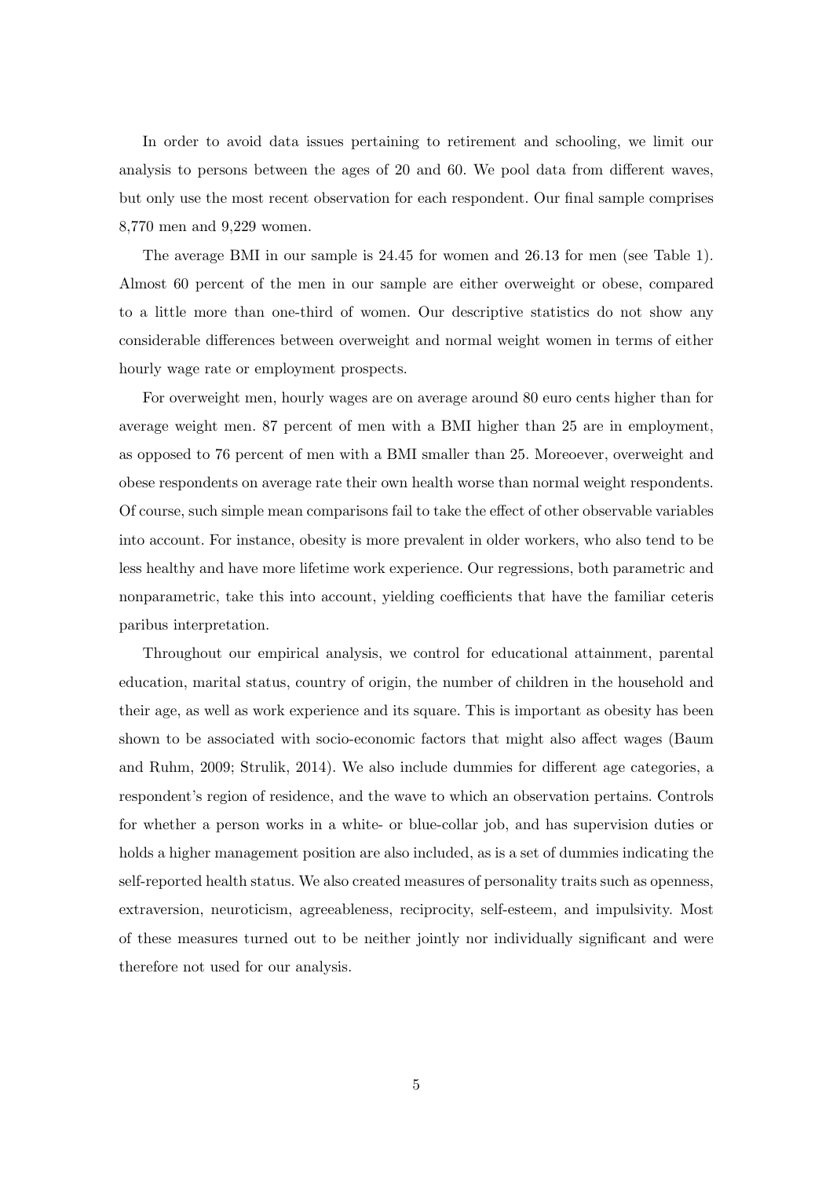In order to avoid data issues pertaining to retirement and schooling, we limit our analysis to persons between the ages of 20 and 60. We pool data from different waves, but only use the most recent observation for each respondent. Our final sample comprises 8,770 men and 9,229 women.

The average BMI in our sample is 24.45 for women and 26.13 for men (see Table 1). Almost 60 percent of the men in our sample are either overweight or obese, compared to a little more than one-third of women. Our descriptive statistics do not show any considerable differences between overweight and normal weight women in terms of either hourly wage rate or employment prospects.

For overweight men, hourly wages are on average around 80 euro cents higher than for average weight men. 87 percent of men with a BMI higher than 25 are in employment, as opposed to 76 percent of men with a BMI smaller than 25. Moreoever, overweight and obese respondents on average rate their own health worse than normal weight respondents. Of course, such simple mean comparisons fail to take the effect of other observable variables into account. For instance, obesity is more prevalent in older workers, who also tend to be less healthy and have more lifetime work experience. Our regressions, both parametric and nonparametric, take this into account, yielding coefficients that have the familiar ceteris paribus interpretation.

Throughout our empirical analysis, we control for educational attainment, parental education, marital status, country of origin, the number of children in the household and their age, as well as work experience and its square. This is important as obesity has been shown to be associated with socio-economic factors that might also affect wages (Baum and Ruhm, 2009; Strulik, 2014). We also include dummies for different age categories, a respondent's region of residence, and the wave to which an observation pertains. Controls for whether a person works in a white- or blue-collar job, and has supervision duties or holds a higher management position are also included, as is a set of dummies indicating the self-reported health status. We also created measures of personality traits such as openness, extraversion, neuroticism, agreeableness, reciprocity, self-esteem, and impulsivity. Most of these measures turned out to be neither jointly nor individually significant and were therefore not used for our analysis.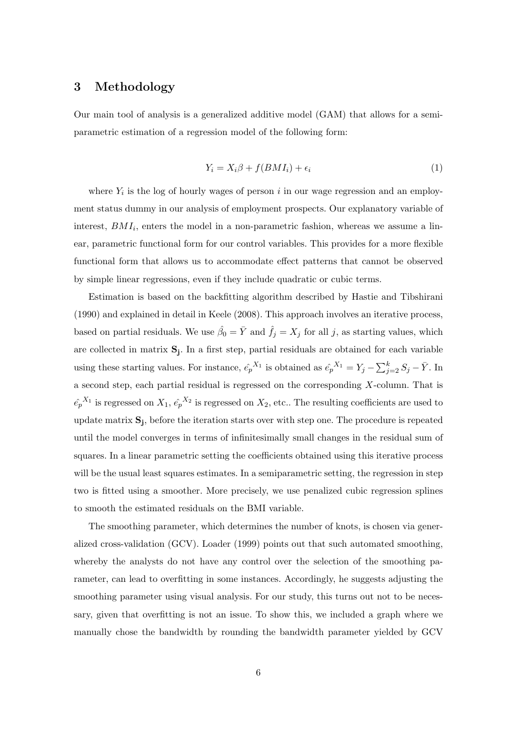## 3 Methodology

Our main tool of analysis is a generalized additive model (GAM) that allows for a semi-parametric estimation of a regression model of the following form:

$$Y_i = X_i\beta + f(BMI_i) + \epsilon_i \tag{1}$$

where $Y_i$ is the log of hourly wages of person $i$ in our wage regression and an employment status dummy in our analysis of employment prospects. Our explanatory variable of interest, $BMI_i$, enters the model in a non-parametric fashion, whereas we assume a linear, parametric functional form for our control variables. This provides for a more flexible functional form that allows us to accommodate effect patterns that cannot be observed by simple linear regressions, even if they include quadratic or cubic terms.

Estimation is based on the backfitting algorithm described by Hastie and Tibshirani (1990) and explained in detail in Keele (2008). This approach involves an iterative process, based on partial residuals. We use $\hat{\beta_0} = \bar{Y}$ and $\hat{f_j} = X_j$ for all $j$, as starting values, which are collected in matrix $\mathbf{S_j}$. In a first step, partial residuals are obtained for each variable using these starting values. For instance, $\hat{e_p}^{X_1}$ is obtained as $\hat{e_p}^{X_1} = Y_j - \sum_{j=2}^{k} S_j - \bar{Y}$. In a second step, each partial residual is regressed on the corresponding $X$-column. That is $\hat{e_p}^{X_1}$ is regressed on $X_1$, $\hat{e_p}^{X_2}$ is regressed on $X_2$, etc.. The resulting coefficients are used to update matrix $\mathbf{S_j}$, before the iteration starts over with step one. The procedure is repeated until the model converges in terms of infinitesimally small changes in the residual sum of squares. In a linear parametric setting the coefficients obtained using this iterative process will be the usual least squares estimates. In a semiparametric setting, the regression in step two is fitted using a smoother. More precisely, we use penalized cubic regression splines to smooth the estimated residuals on the BMI variable.

The smoothing parameter, which determines the number of knots, is chosen via generalized cross-validation (GCV). Loader (1999) points out that such automated smoothing, whereby the analysts do not have any control over the selection of the smoothing parameter, can lead to overfitting in some instances. Accordingly, he suggests adjusting the smoothing parameter using visual analysis. For our study, this turns out not to be necessary, given that overfitting is not an issue. To show this, we included a graph where we manually chose the bandwidth by rounding the bandwidth parameter yielded by GCV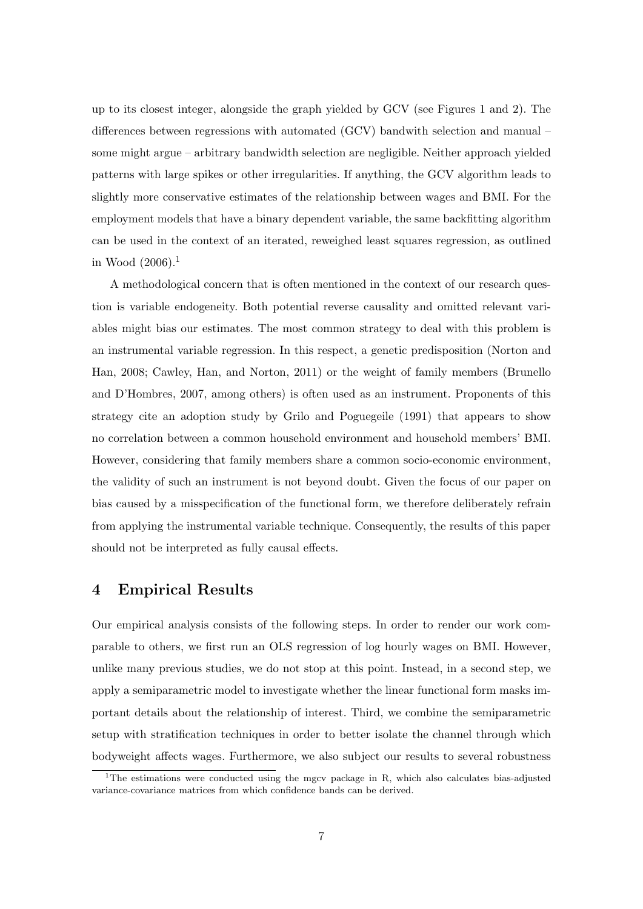up to its closest integer, alongside the graph yielded by GCV (see Figures 1 and 2). The differences between regressions with automated (GCV) bandwith selection and manual – some might argue – arbitrary bandwidth selection are negligible. Neither approach yielded patterns with large spikes or other irregularities. If anything, the GCV algorithm leads to slightly more conservative estimates of the relationship between wages and BMI. For the employment models that have a binary dependent variable, the same backfitting algorithm can be used in the context of an iterated, reweighed least squares regression, as outlined in Wood (2006).[1]

A methodological concern that is often mentioned in the context of our research question is variable endogeneity. Both potential reverse causality and omitted relevant variables might bias our estimates. The most common strategy to deal with this problem is an instrumental variable regression. In this respect, a genetic predisposition (Norton and Han, 2008; Cawley, Han, and Norton, 2011) or the weight of family members (Brunello and D'Hombres, 2007, among others) is often used as an instrument. Proponents of this strategy cite an adoption study by Grilo and Poguegeile (1991) that appears to show no correlation between a common household environment and household members' BMI. However, considering that family members share a common socio-economic environment, the validity of such an instrument is not beyond doubt. Given the focus of our paper on bias caused by a misspecification of the functional form, we therefore deliberately refrain from applying the instrumental variable technique. Consequently, the results of this paper should not be interpreted as fully causal effects.

## 4 Empirical Results

Our empirical analysis consists of the following steps. In order to render our work comparable to others, we first run an OLS regression of log hourly wages on BMI. However, unlike many previous studies, we do not stop at this point. Instead, in a second step, we apply a semiparametric model to investigate whether the linear functional form masks important details about the relationship of interest. Third, we combine the semiparametric setup with stratification techniques in order to better isolate the channel through which bodyweight affects wages. Furthermore, we also subject our results to several robustness

[1] The estimations were conducted using the mgcv package in R, which also calculates bias-adjusted variance-covariance matrices from which confidence bands can be derived.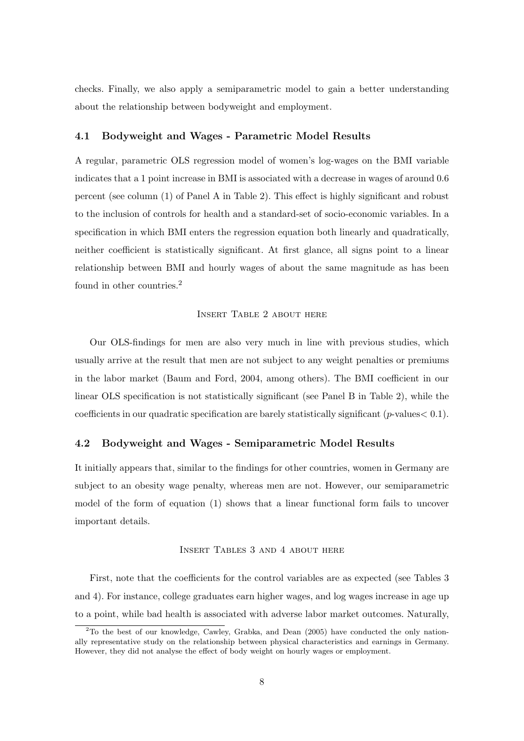checks. Finally, we also apply a semiparametric model to gain a better understanding about the relationship between bodyweight and employment.

### 4.1 Bodyweight and Wages - Parametric Model Results

A regular, parametric OLS regression model of women's log-wages on the BMI variable indicates that a 1 point increase in BMI is associated with a decrease in wages of around 0.6 percent (see column (1) of Panel A in Table 2). This effect is highly significant and robust to the inclusion of controls for health and a standard-set of socio-economic variables. In a specification in which BMI enters the regression equation both linearly and quadratically, neither coefficient is statistically significant. At first glance, all signs point to a linear relationship between BMI and hourly wages of about the same magnitude as has been found in other countries.[2]

INSERT TABLE 2 ABOUT HERE

Our OLS-findings for men are also very much in line with previous studies, which usually arrive at the result that men are not subject to any weight penalties or premiums in the labor market (Baum and Ford, 2004, among others). The BMI coefficient in our linear OLS specification is not statistically significant (see Panel B in Table 2), while the coefficients in our quadratic specification are barely statistically significant ($p$-values$< 0.1$).

### 4.2 Bodyweight and Wages - Semiparametric Model Results

It initially appears that, similar to the findings for other countries, women in Germany are subject to an obesity wage penalty, whereas men are not. However, our semiparametric model of the form of equation (1) shows that a linear functional form fails to uncover important details.

INSERT TABLES 3 AND 4 ABOUT HERE

First, note that the coefficients for the control variables are as expected (see Tables 3 and 4). For instance, college graduates earn higher wages, and log wages increase in age up to a point, while bad health is associated with adverse labor market outcomes. Naturally,

[2] To the best of our knowledge, Cawley, Grabka, and Dean (2005) have conducted the only nationally representative study on the relationship between physical characteristics and earnings in Germany. However, they did not analyse the effect of body weight on hourly wages or employment.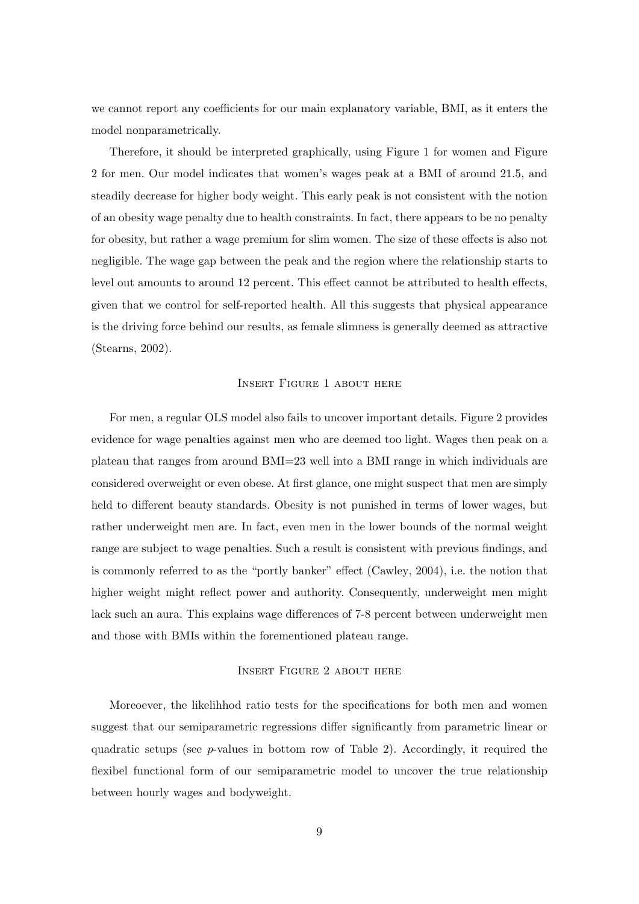we cannot report any coefficients for our main explanatory variable, BMI, as it enters the model nonparametrically.

Therefore, it should be interpreted graphically, using Figure 1 for women and Figure 2 for men. Our model indicates that women's wages peak at a BMI of around 21.5, and steadily decrease for higher body weight. This early peak is not consistent with the notion of an obesity wage penalty due to health constraints. In fact, there appears to be no penalty for obesity, but rather a wage premium for slim women. The size of these effects is also not negligible. The wage gap between the peak and the region where the relationship starts to level out amounts to around 12 percent. This effect cannot be attributed to health effects, given that we control for self-reported health. All this suggests that physical appearance is the driving force behind our results, as female slimness is generally deemed as attractive (Stearns, 2002).

Insert Figure 1 about here

For men, a regular OLS model also fails to uncover important details. Figure 2 provides evidence for wage penalties against men who are deemed too light. Wages then peak on a plateau that ranges from around BMI=23 well into a BMI range in which individuals are considered overweight or even obese. At first glance, one might suspect that men are simply held to different beauty standards. Obesity is not punished in terms of lower wages, but rather underweight men are. In fact, even men in the lower bounds of the normal weight range are subject to wage penalties. Such a result is consistent with previous findings, and is commonly referred to as the "portly banker" effect (Cawley, 2004), i.e. the notion that higher weight might reflect power and authority. Consequently, underweight men might lack such an aura. This explains wage differences of 7-8 percent between underweight men and those with BMIs within the forementioned plateau range.

Insert Figure 2 about here

Moreoever, the likelihhod ratio tests for the specifications for both men and women suggest that our semiparametric regressions differ significantly from parametric linear or quadratic setups (see $p$-values in bottom row of Table 2). Accordingly, it required the flexibel functional form of our semiparametric model to uncover the true relationship between hourly wages and bodyweight.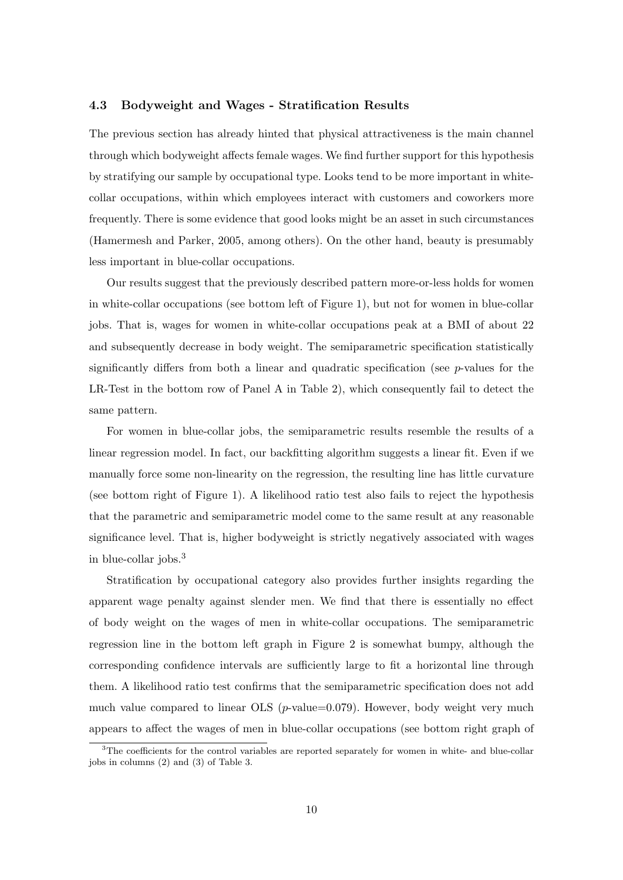### 4.3 Bodyweight and Wages - Stratification Results

The previous section has already hinted that physical attractiveness is the main channel through which bodyweight affects female wages. We find further support for this hypothesis by stratifying our sample by occupational type. Looks tend to be more important in white-collar occupations, within which employees interact with customers and coworkers more frequently. There is some evidence that good looks might be an asset in such circumstances (Hamermesh and Parker, 2005, among others). On the other hand, beauty is presumably less important in blue-collar occupations.

Our results suggest that the previously described pattern more-or-less holds for women in white-collar occupations (see bottom left of Figure 1), but not for women in blue-collar jobs. That is, wages for women in white-collar occupations peak at a BMI of about 22 and subsequently decrease in body weight. The semiparametric specification statistically significantly differs from both a linear and quadratic specification (see $p$-values for the LR-Test in the bottom row of Panel A in Table 2), which consequently fail to detect the same pattern.

For women in blue-collar jobs, the semiparametric results resemble the results of a linear regression model. In fact, our backfitting algorithm suggests a linear fit. Even if we manually force some non-linearity on the regression, the resulting line has little curvature (see bottom right of Figure 1). A likelihood ratio test also fails to reject the hypothesis that the parametric and semiparametric model come to the same result at any reasonable significance level. That is, higher bodyweight is strictly negatively associated with wages in blue-collar jobs.[3]

Stratification by occupational category also provides further insights regarding the apparent wage penalty against slender men. We find that there is essentially no effect of body weight on the wages of men in white-collar occupations. The semiparametric regression line in the bottom left graph in Figure 2 is somewhat bumpy, although the corresponding confidence intervals are sufficiently large to fit a horizontal line through them. A likelihood ratio test confirms that the semiparametric specification does not add much value compared to linear OLS ($p$-value=0.079). However, body weight very much appears to affect the wages of men in blue-collar occupations (see bottom right graph of

[3]The coefficients for the control variables are reported separately for women in white- and blue-collar jobs in columns (2) and (3) of Table 3.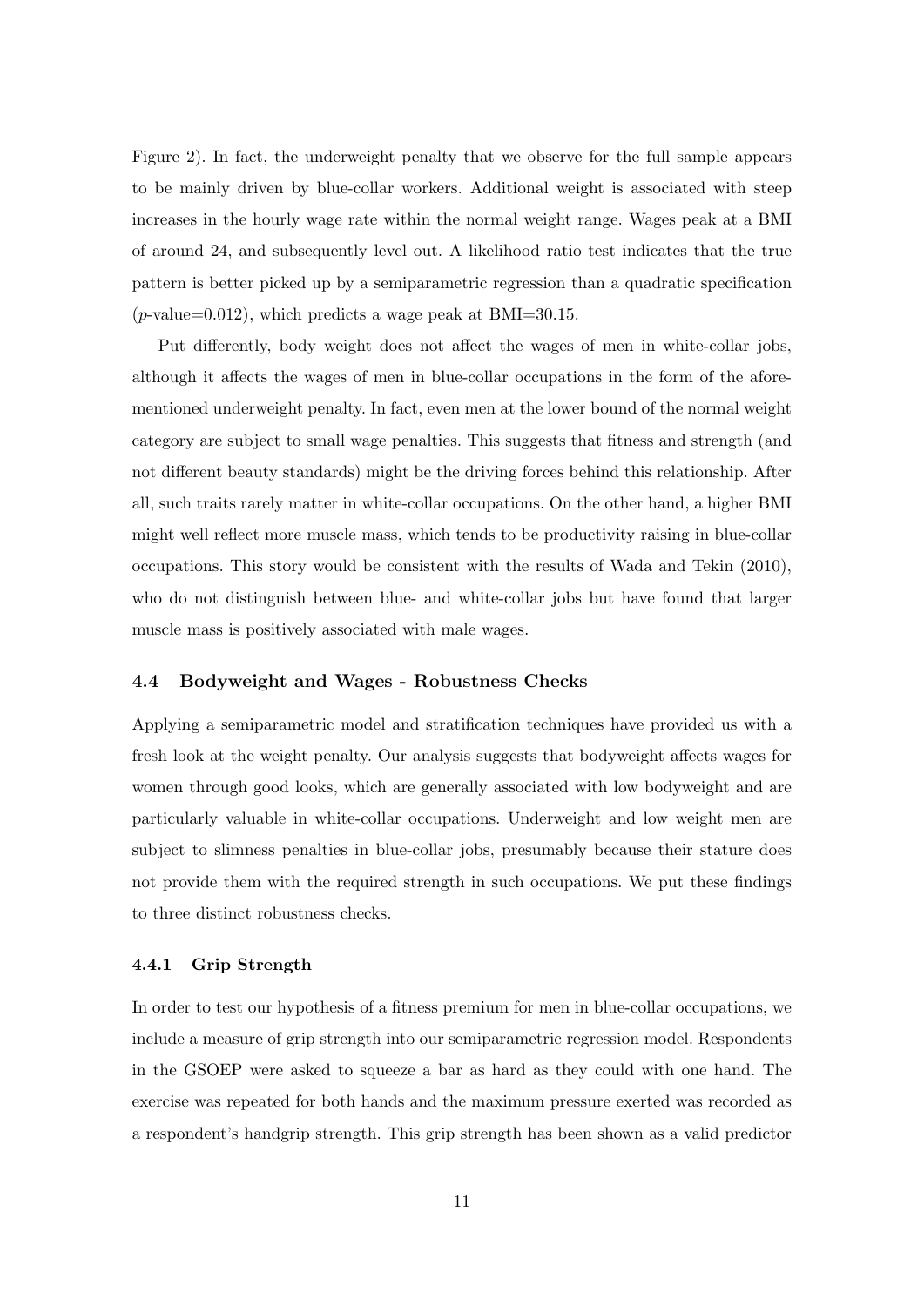Figure 2). In fact, the underweight penalty that we observe for the full sample appears to be mainly driven by blue-collar workers. Additional weight is associated with steep increases in the hourly wage rate within the normal weight range. Wages peak at a BMI of around 24, and subsequently level out. A likelihood ratio test indicates that the true pattern is better picked up by a semiparametric regression than a quadratic specification ($p$-value=0.012), which predicts a wage peak at BMI=30.15.

Put differently, body weight does not affect the wages of men in white-collar jobs, although it affects the wages of men in blue-collar occupations in the form of the aforementioned underweight penalty. In fact, even men at the lower bound of the normal weight category are subject to small wage penalties. This suggests that fitness and strength (and not different beauty standards) might be the driving forces behind this relationship. After all, such traits rarely matter in white-collar occupations. On the other hand, a higher BMI might well reflect more muscle mass, which tends to be productivity raising in blue-collar occupations. This story would be consistent with the results of Wada and Tekin (2010), who do not distinguish between blue- and white-collar jobs but have found that larger muscle mass is positively associated with male wages.

### 4.4 Bodyweight and Wages - Robustness Checks

Applying a semiparametric model and stratification techniques have provided us with a fresh look at the weight penalty. Our analysis suggests that bodyweight affects wages for women through good looks, which are generally associated with low bodyweight and are particularly valuable in white-collar occupations. Underweight and low weight men are subject to slimness penalties in blue-collar jobs, presumably because their stature does not provide them with the required strength in such occupations. We put these findings to three distinct robustness checks.

#### 4.4.1 Grip Strength

In order to test our hypothesis of a fitness premium for men in blue-collar occupations, we include a measure of grip strength into our semiparametric regression model. Respondents in the GSOEP were asked to squeeze a bar as hard as they could with one hand. The exercise was repeated for both hands and the maximum pressure exerted was recorded as a respondent's handgrip strength. This grip strength has been shown as a valid predictor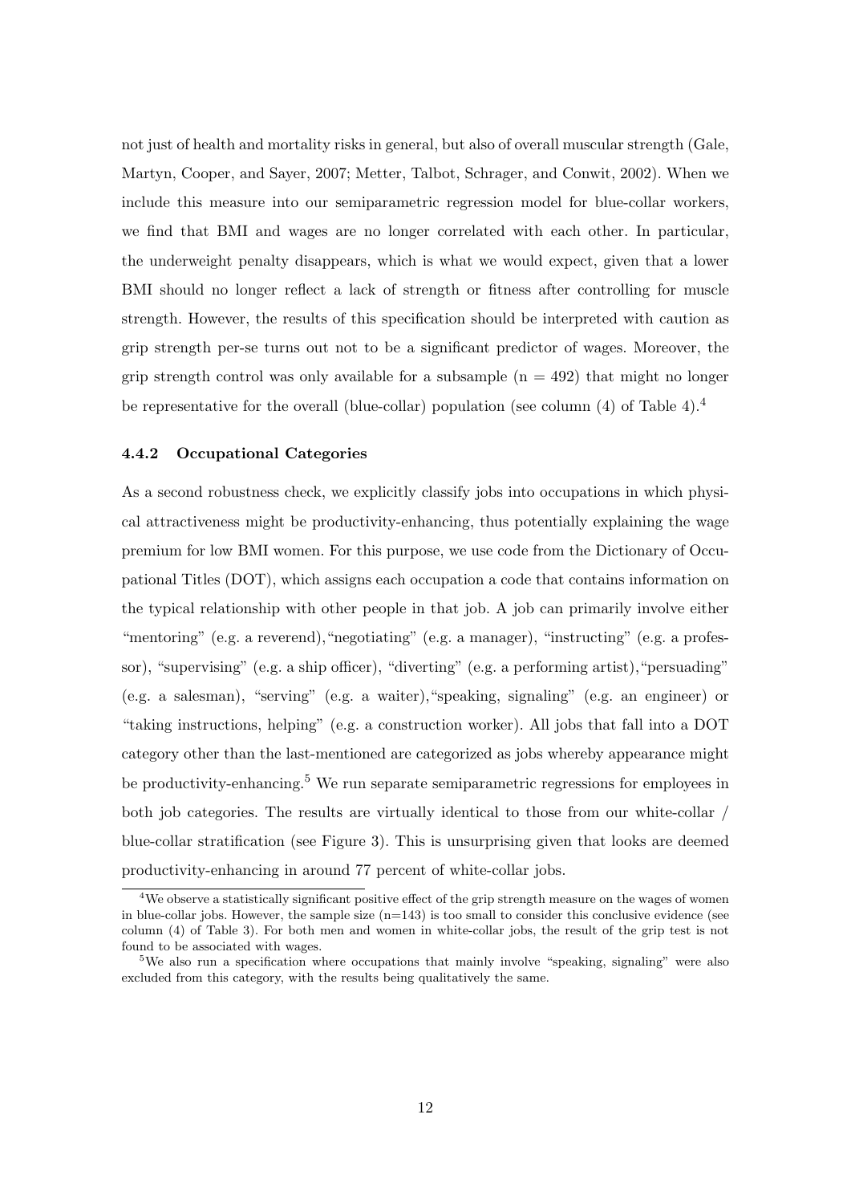not just of health and mortality risks in general, but also of overall muscular strength (Gale, Martyn, Cooper, and Sayer, 2007; Metter, Talbot, Schrager, and Conwit, 2002). When we include this measure into our semiparametric regression model for blue-collar workers, we find that BMI and wages are no longer correlated with each other. In particular, the underweight penalty disappears, which is what we would expect, given that a lower BMI should no longer reflect a lack of strength or fitness after controlling for muscle strength. However, the results of this specification should be interpreted with caution as grip strength per-se turns out not to be a significant predictor of wages. Moreover, the grip strength control was only available for a subsample (n = 492) that might no longer be representative for the overall (blue-collar) population (see column (4) of Table 4).[4]

### 4.4.2 Occupational Categories

As a second robustness check, we explicitly classify jobs into occupations in which physical attractiveness might be productivity-enhancing, thus potentially explaining the wage premium for low BMI women. For this purpose, we use code from the Dictionary of Occupational Titles (DOT), which assigns each occupation a code that contains information on the typical relationship with other people in that job. A job can primarily involve either "mentoring" (e.g. a reverend),"negotiating" (e.g. a manager), "instructing" (e.g. a professor), "supervising" (e.g. a ship officer), "diverting" (e.g. a performing artist),"persuading" (e.g. a salesman), "serving" (e.g. a waiter),"speaking, signaling" (e.g. an engineer) or "taking instructions, helping" (e.g. a construction worker). All jobs that fall into a DOT category other than the last-mentioned are categorized as jobs whereby appearance might be productivity-enhancing.[5] We run separate semiparametric regressions for employees in both job categories. The results are virtually identical to those from our white-collar / blue-collar stratification (see Figure 3). This is unsurprising given that looks are deemed productivity-enhancing in around 77 percent of white-collar jobs.

[4] We observe a statistically significant positive effect of the grip strength measure on the wages of women in blue-collar jobs. However, the sample size (n=143) is too small to consider this conclusive evidence (see column (4) of Table 3). For both men and women in white-collar jobs, the result of the grip test is not found to be associated with wages.

[5] We also run a specification where occupations that mainly involve "speaking, signaling" were also excluded from this category, with the results being qualitatively the same.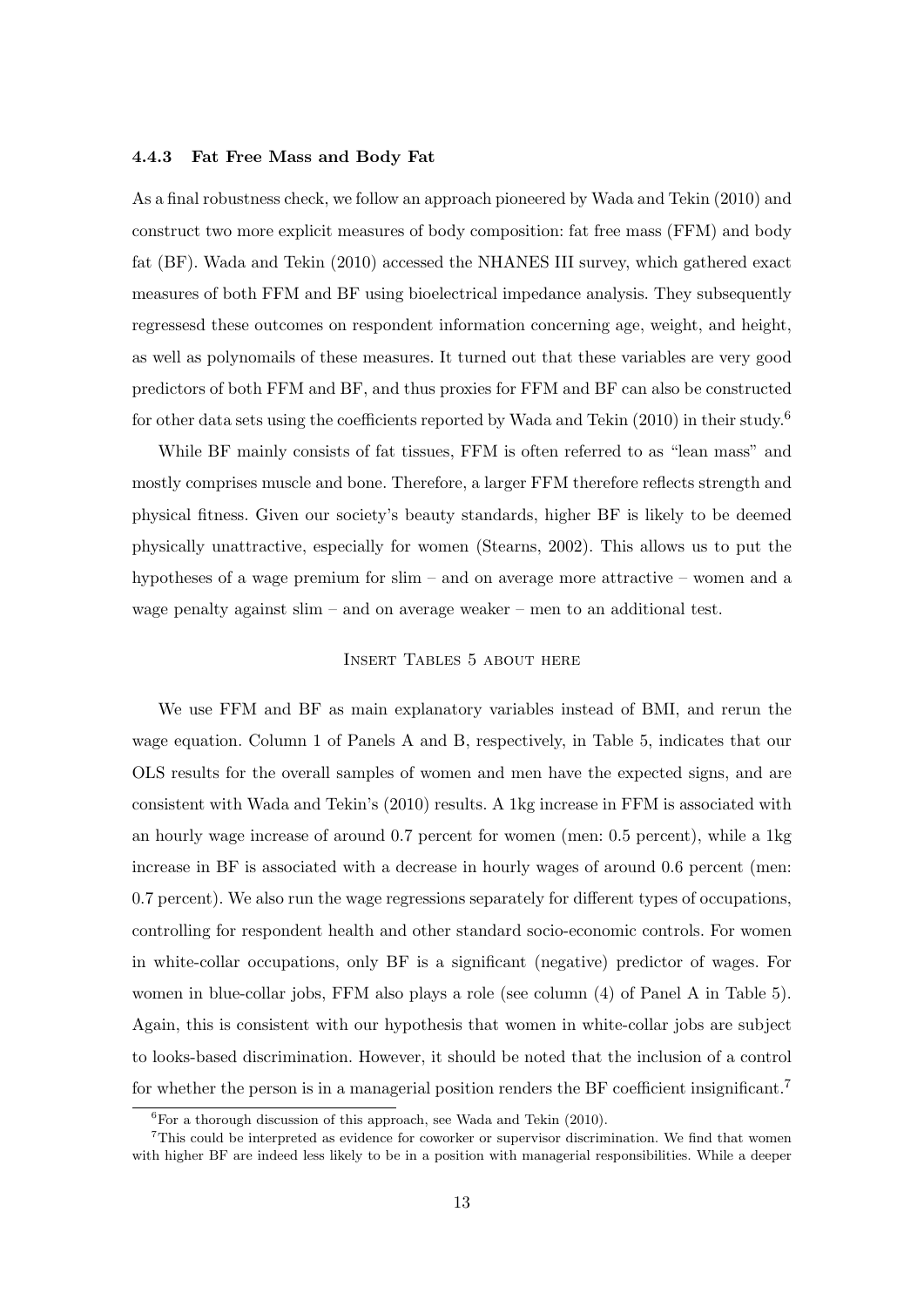### 4.4.3 Fat Free Mass and Body Fat

As a final robustness check, we follow an approach pioneered by Wada and Tekin (2010) and construct two more explicit measures of body composition: fat free mass (FFM) and body fat (BF). Wada and Tekin (2010) accessed the NHANES III survey, which gathered exact measures of both FFM and BF using bioelectrical impedance analysis. They subsequently regressesd these outcomes on respondent information concerning age, weight, and height, as well as polynomails of these measures. It turned out that these variables are very good predictors of both FFM and BF, and thus proxies for FFM and BF can also be constructed for other data sets using the coefficients reported by Wada and Tekin (2010) in their study.[6]

While BF mainly consists of fat tissues, FFM is often referred to as "lean mass" and mostly comprises muscle and bone. Therefore, a larger FFM therefore reflects strength and physical fitness. Given our society's beauty standards, higher BF is likely to be deemed physically unattractive, especially for women (Stearns, 2002). This allows us to put the hypotheses of a wage premium for slim – and on average more attractive – women and a wage penalty against slim – and on average weaker – men to an additional test.

INSERT TABLES 5 ABOUT HERE

We use FFM and BF as main explanatory variables instead of BMI, and rerun the wage equation. Column 1 of Panels A and B, respectively, in Table 5, indicates that our OLS results for the overall samples of women and men have the expected signs, and are consistent with Wada and Tekin's (2010) results. A 1kg increase in FFM is associated with an hourly wage increase of around 0.7 percent for women (men: 0.5 percent), while a 1kg increase in BF is associated with a decrease in hourly wages of around 0.6 percent (men: 0.7 percent). We also run the wage regressions separately for different types of occupations, controlling for respondent health and other standard socio-economic controls. For women in white-collar occupations, only BF is a significant (negative) predictor of wages. For women in blue-collar jobs, FFM also plays a role (see column (4) of Panel A in Table 5). Again, this is consistent with our hypothesis that women in white-collar jobs are subject to looks-based discrimination. However, it should be noted that the inclusion of a control for whether the person is in a managerial position renders the BF coefficient insignificant.[7]

[6] For a thorough discussion of this approach, see Wada and Tekin (2010).

[7] This could be interpreted as evidence for coworker or supervisor discrimination. We find that women with higher BF are indeed less likely to be in a position with managerial responsibilities. While a deeper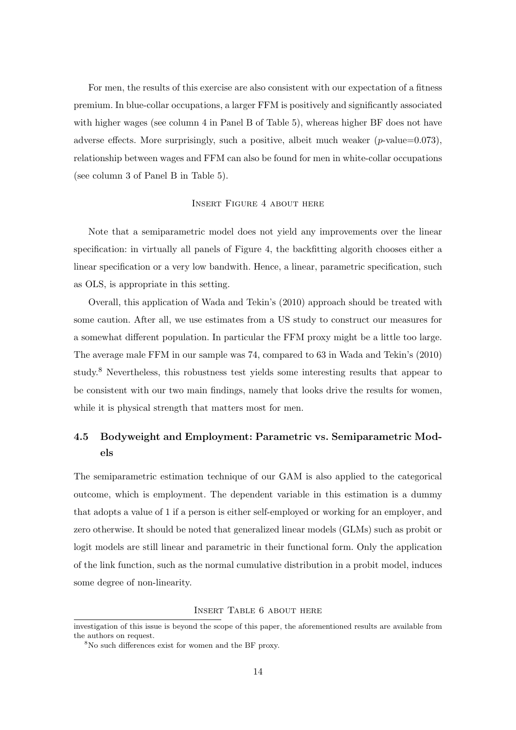For men, the results of this exercise are also consistent with our expectation of a fitness premium. In blue-collar occupations, a larger FFM is positively and significantly associated with higher wages (see column 4 in Panel B of Table 5), whereas higher BF does not have adverse effects. More surprisingly, such a positive, albeit much weaker ($p$-value=0.073), relationship between wages and FFM can also be found for men in white-collar occupations (see column 3 of Panel B in Table 5).

INSERT FIGURE 4 ABOUT HERE

Note that a semiparametric model does not yield any improvements over the linear specification: in virtually all panels of Figure 4, the backfitting algorith chooses either a linear specification or a very low bandwith. Hence, a linear, parametric specification, such as OLS, is appropriate in this setting.

Overall, this application of Wada and Tekin's (2010) approach should be treated with some caution. After all, we use estimates from a US study to construct our measures for a somewhat different population. In particular the FFM proxy might be a little too large. The average male FFM in our sample was 74, compared to 63 in Wada and Tekin's (2010) study.[8] Nevertheless, this robustness test yields some interesting results that appear to be consistent with our two main findings, namely that looks drive the results for women, while it is physical strength that matters most for men.

### 4.5 Bodyweight and Employment: Parametric vs. Semiparametric Models

The semiparametric estimation technique of our GAM is also applied to the categorical outcome, which is employment. The dependent variable in this estimation is a dummy that adopts a value of 1 if a person is either self-employed or working for an employer, and zero otherwise. It should be noted that generalized linear models (GLMs) such as probit or logit models are still linear and parametric in their functional form. Only the application of the link function, such as the normal cumulative distribution in a probit model, induces some degree of non-linearity.

INSERT TABLE 6 ABOUT HERE

investigation of this issue is beyond the scope of this paper, the aforementioned results are available from the authors on request.

[8] No such differences exist for women and the BF proxy.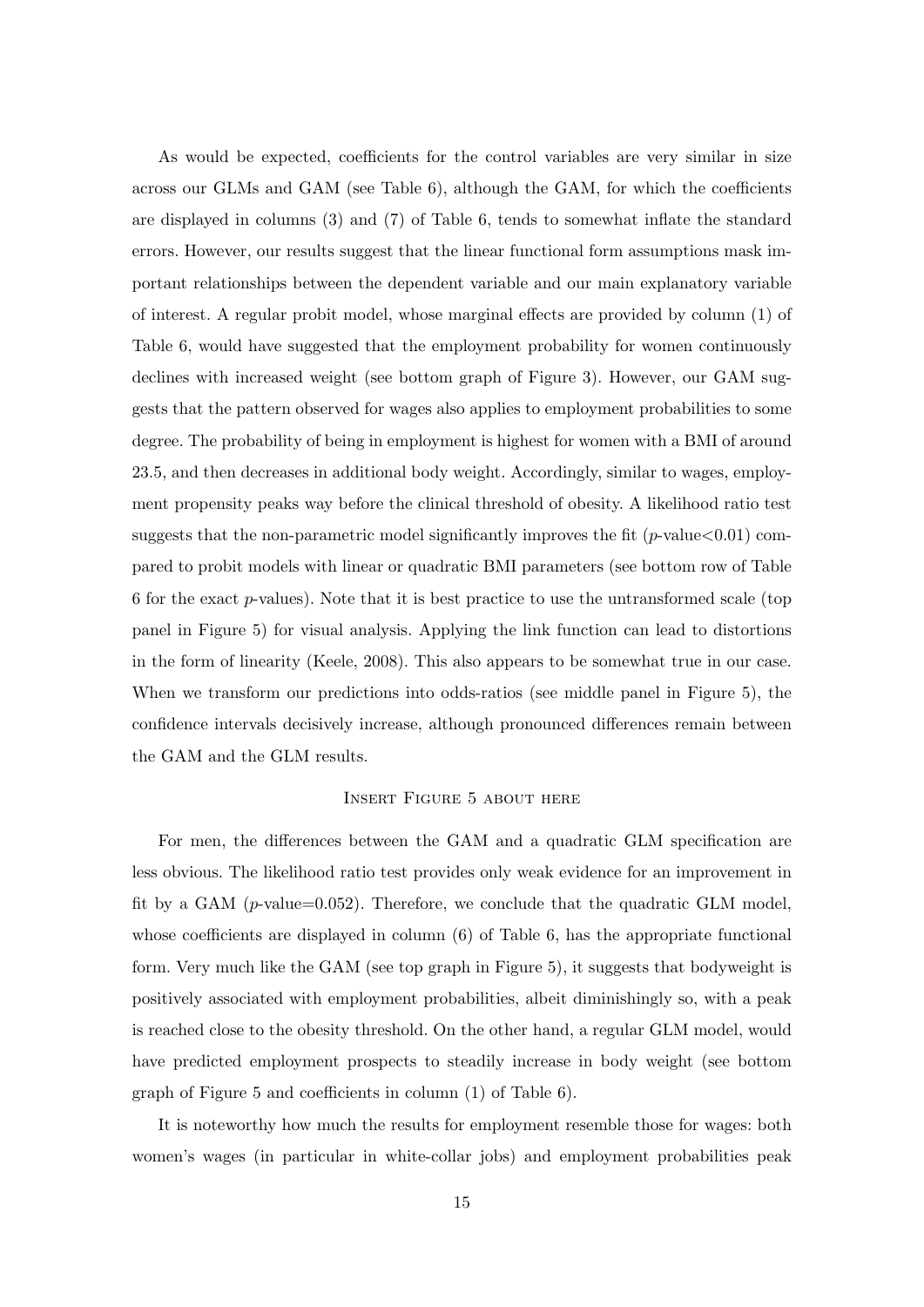As would be expected, coefficients for the control variables are very similar in size across our GLMs and GAM (see Table 6), although the GAM, for which the coefficients are displayed in columns (3) and (7) of Table 6, tends to somewhat inflate the standard errors. However, our results suggest that the linear functional form assumptions mask important relationships between the dependent variable and our main explanatory variable of interest. A regular probit model, whose marginal effects are provided by column (1) of Table 6, would have suggested that the employment probability for women continuously declines with increased weight (see bottom graph of Figure 3). However, our GAM suggests that the pattern observed for wages also applies to employment probabilities to some degree. The probability of being in employment is highest for women with a BMI of around 23.5, and then decreases in additional body weight. Accordingly, similar to wages, employment propensity peaks way before the clinical threshold of obesity. A likelihood ratio test suggests that the non-parametric model significantly improves the fit ($p$-value$<$0.01) compared to probit models with linear or quadratic BMI parameters (see bottom row of Table 6 for the exact $p$-values). Note that it is best practice to use the untransformed scale (top panel in Figure 5) for visual analysis. Applying the link function can lead to distortions in the form of linearity (Keele, 2008). This also appears to be somewhat true in our case. When we transform our predictions into odds-ratios (see middle panel in Figure 5), the confidence intervals decisively increase, although pronounced differences remain between the GAM and the GLM results.

Insert Figure 5 about here

For men, the differences between the GAM and a quadratic GLM specification are less obvious. The likelihood ratio test provides only weak evidence for an improvement in fit by a GAM ($p$-value=0.052). Therefore, we conclude that the quadratic GLM model, whose coefficients are displayed in column (6) of Table 6, has the appropriate functional form. Very much like the GAM (see top graph in Figure 5), it suggests that bodyweight is positively associated with employment probabilities, albeit diminishingly so, with a peak is reached close to the obesity threshold. On the other hand, a regular GLM model, would have predicted employment prospects to steadily increase in body weight (see bottom graph of Figure 5 and coefficients in column (1) of Table 6).

It is noteworthy how much the results for employment resemble those for wages: both women's wages (in particular in white-collar jobs) and employment probabilities peak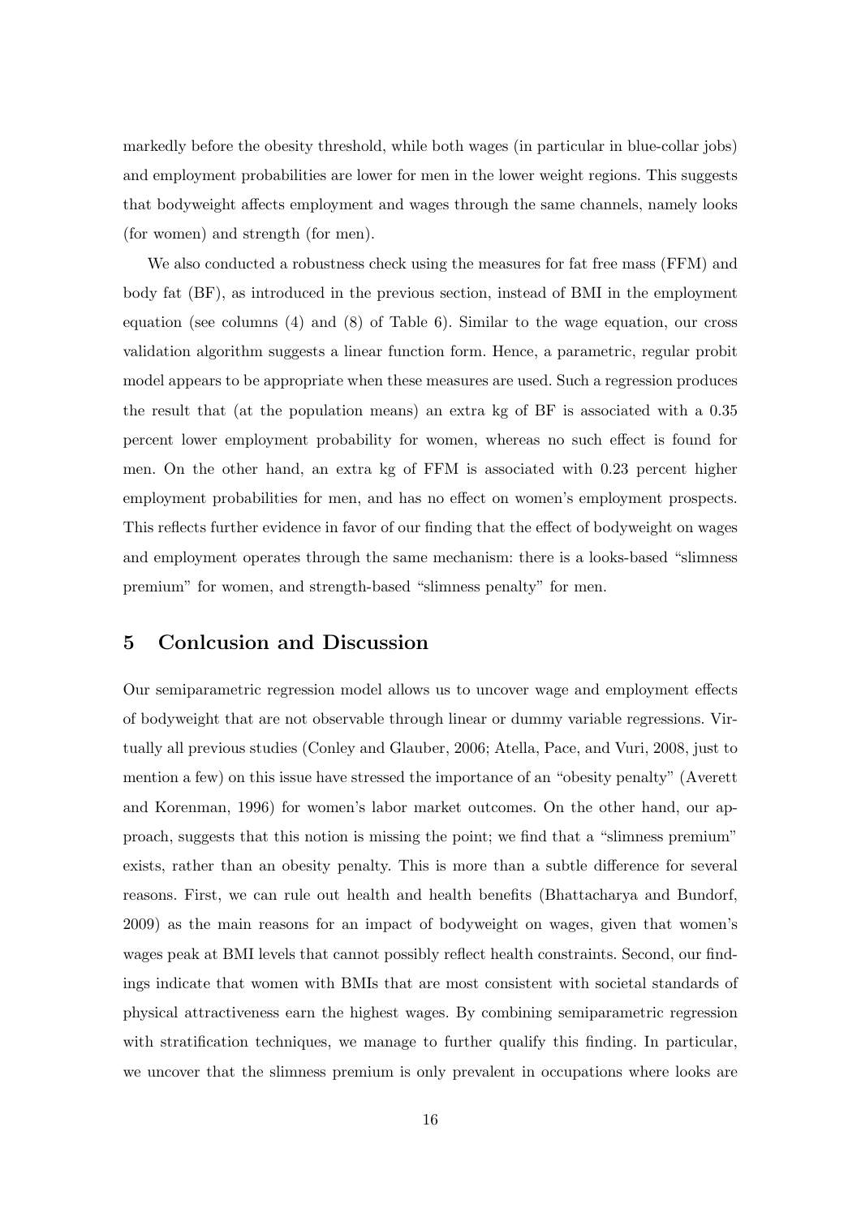markedly before the obesity threshold, while both wages (in particular in blue-collar jobs) and employment probabilities are lower for men in the lower weight regions. This suggests that bodyweight affects employment and wages through the same channels, namely looks (for women) and strength (for men).

We also conducted a robustness check using the measures for fat free mass (FFM) and body fat (BF), as introduced in the previous section, instead of BMI in the employment equation (see columns (4) and (8) of Table 6). Similar to the wage equation, our cross validation algorithm suggests a linear function form. Hence, a parametric, regular probit model appears to be appropriate when these measures are used. Such a regression produces the result that (at the population means) an extra kg of BF is associated with a 0.35 percent lower employment probability for women, whereas no such effect is found for men. On the other hand, an extra kg of FFM is associated with 0.23 percent higher employment probabilities for men, and has no effect on women's employment prospects. This reflects further evidence in favor of our finding that the effect of bodyweight on wages and employment operates through the same mechanism: there is a looks-based "slimness premium" for women, and strength-based "slimness penalty" for men.

## 5 Conlcusion and Discussion

Our semiparametric regression model allows us to uncover wage and employment effects of bodyweight that are not observable through linear or dummy variable regressions. Virtually all previous studies (Conley and Glauber, 2006; Atella, Pace, and Vuri, 2008, just to mention a few) on this issue have stressed the importance of an "obesity penalty" (Averett and Korenman, 1996) for women's labor market outcomes. On the other hand, our approach, suggests that this notion is missing the point; we find that a "slimness premium" exists, rather than an obesity penalty. This is more than a subtle difference for several reasons. First, we can rule out health and health benefits (Bhattacharya and Bundorf, 2009) as the main reasons for an impact of bodyweight on wages, given that women's wages peak at BMI levels that cannot possibly reflect health constraints. Second, our findings indicate that women with BMIs that are most consistent with societal standards of physical attractiveness earn the highest wages. By combining semiparametric regression with stratification techniques, we manage to further qualify this finding. In particular, we uncover that the slimness premium is only prevalent in occupations where looks are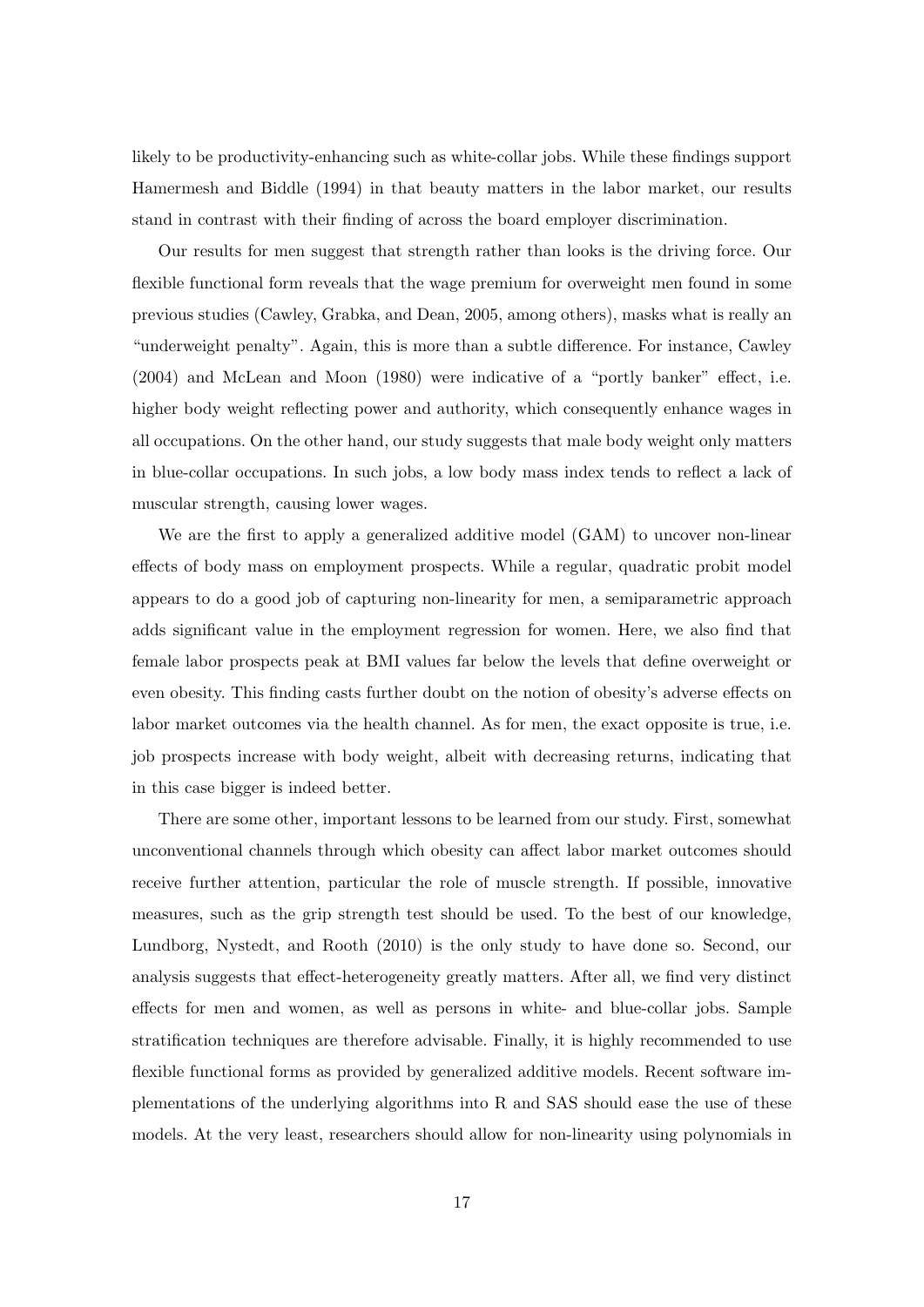likely to be productivity-enhancing such as white-collar jobs. While these findings support Hamermesh and Biddle (1994) in that beauty matters in the labor market, our results stand in contrast with their finding of across the board employer discrimination.

Our results for men suggest that strength rather than looks is the driving force. Our flexible functional form reveals that the wage premium for overweight men found in some previous studies (Cawley, Grabka, and Dean, 2005, among others), masks what is really an "underweight penalty". Again, this is more than a subtle difference. For instance, Cawley (2004) and McLean and Moon (1980) were indicative of a "portly banker" effect, i.e. higher body weight reflecting power and authority, which consequently enhance wages in all occupations. On the other hand, our study suggests that male body weight only matters in blue-collar occupations. In such jobs, a low body mass index tends to reflect a lack of muscular strength, causing lower wages.

We are the first to apply a generalized additive model (GAM) to uncover non-linear effects of body mass on employment prospects. While a regular, quadratic probit model appears to do a good job of capturing non-linearity for men, a semiparametric approach adds significant value in the employment regression for women. Here, we also find that female labor prospects peak at BMI values far below the levels that define overweight or even obesity. This finding casts further doubt on the notion of obesity's adverse effects on labor market outcomes via the health channel. As for men, the exact opposite is true, i.e. job prospects increase with body weight, albeit with decreasing returns, indicating that in this case bigger is indeed better.

There are some other, important lessons to be learned from our study. First, somewhat unconventional channels through which obesity can affect labor market outcomes should receive further attention, particular the role of muscle strength. If possible, innovative measures, such as the grip strength test should be used. To the best of our knowledge, Lundborg, Nystedt, and Rooth (2010) is the only study to have done so. Second, our analysis suggests that effect-heterogeneity greatly matters. After all, we find very distinct effects for men and women, as well as persons in white- and blue-collar jobs. Sample stratification techniques are therefore advisable. Finally, it is highly recommended to use flexible functional forms as provided by generalized additive models. Recent software implementations of the underlying algorithms into R and SAS should ease the use of these models. At the very least, researchers should allow for non-linearity using polynomials in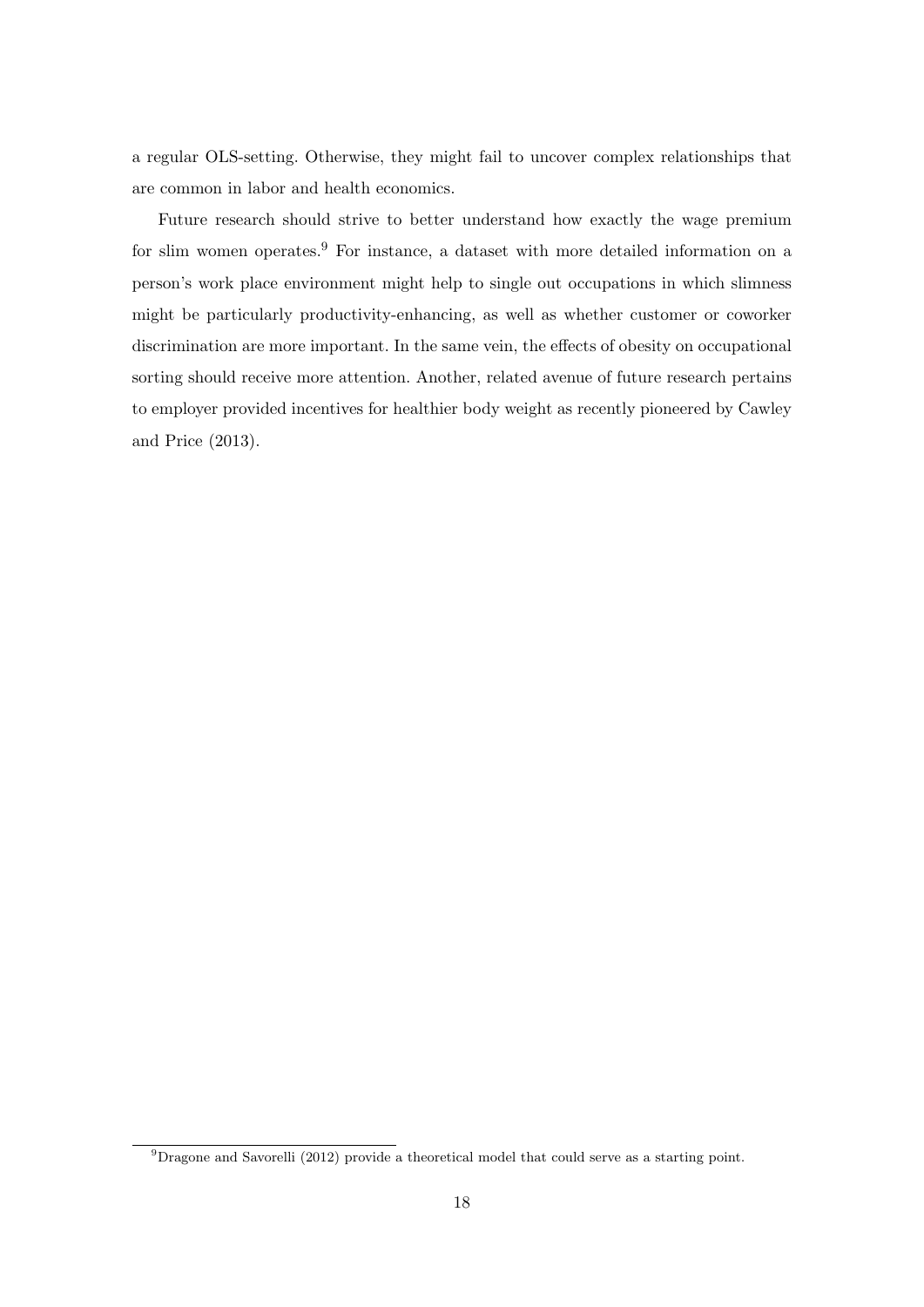a regular OLS-setting. Otherwise, they might fail to uncover complex relationships that are common in labor and health economics.

Future research should strive to better understand how exactly the wage premium for slim women operates.[9] For instance, a dataset with more detailed information on a person's work place environment might help to single out occupations in which slimness might be particularly productivity-enhancing, as well as whether customer or coworker discrimination are more important. In the same vein, the effects of obesity on occupational sorting should receive more attention. Another, related avenue of future research pertains to employer provided incentives for healthier body weight as recently pioneered by Cawley and Price (2013).

[9] Dragone and Savorelli (2012) provide a theoretical model that could serve as a starting point.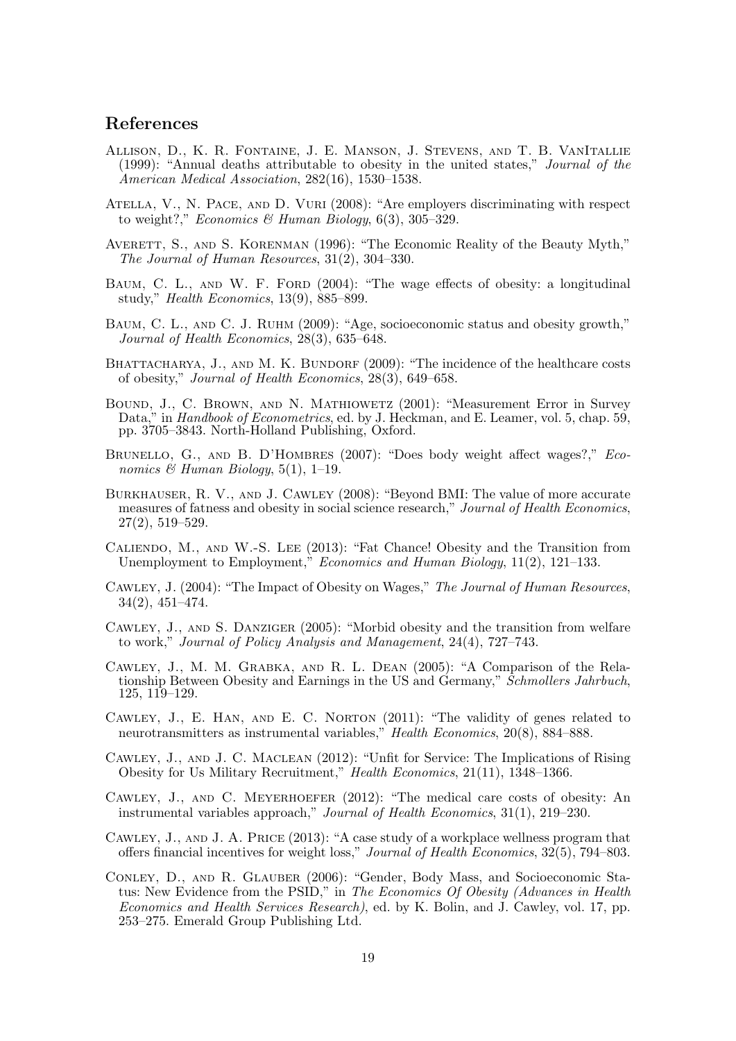## References

Allison, D., K. R. Fontaine, J. E. Manson, J. Stevens, and T. B. VanItallie (1999): "Annual deaths attributable to obesity in the united states," *Journal of the American Medical Association*, 282(16), 1530–1538.

Atella, V., N. Pace, and D. Vuri (2008): "Are employers discriminating with respect to weight?," *Economics & Human Biology*, 6(3), 305–329.

Averett, S., and S. Korenman (1996): "The Economic Reality of the Beauty Myth," *The Journal of Human Resources*, 31(2), 304–330.

Baum, C. L., and W. F. Ford (2004): "The wage effects of obesity: a longitudinal study," *Health Economics*, 13(9), 885–899.

Baum, C. L., and C. J. Ruhm (2009): "Age, socioeconomic status and obesity growth," *Journal of Health Economics*, 28(3), 635–648.

Bhattacharya, J., and M. K. Bundorf (2009): "The incidence of the healthcare costs of obesity," *Journal of Health Economics*, 28(3), 649–658.

Bound, J., C. Brown, and N. Mathiowetz (2001): "Measurement Error in Survey Data," in *Handbook of Econometrics*, ed. by J. Heckman, and E. Leamer, vol. 5, chap. 59, pp. 3705–3843. North-Holland Publishing, Oxford.

Brunello, G., and B. D'Hombres (2007): "Does body weight affect wages?," *Economics & Human Biology*, 5(1), 1–19.

Burkhauser, R. V., and J. Cawley (2008): "Beyond BMI: The value of more accurate measures of fatness and obesity in social science research," *Journal of Health Economics*, 27(2), 519–529.

Caliendo, M., and W.-S. Lee (2013): "Fat Chance! Obesity and the Transition from Unemployment to Employment," *Economics and Human Biology*, 11(2), 121–133.

Cawley, J. (2004): "The Impact of Obesity on Wages," *The Journal of Human Resources*, 34(2), 451–474.

Cawley, J., and S. Danziger (2005): "Morbid obesity and the transition from welfare to work," *Journal of Policy Analysis and Management*, 24(4), 727–743.

Cawley, J., M. M. Grabka, and R. L. Dean (2005): "A Comparison of the Relationship Between Obesity and Earnings in the US and Germany," *Schmollers Jahrbuch*, 125, 119–129.

Cawley, J., E. Han, and E. C. Norton (2011): "The validity of genes related to neurotransmitters as instrumental variables," *Health Economics*, 20(8), 884–888.

Cawley, J., and J. C. Maclean (2012): "Unfit for Service: The Implications of Rising Obesity for Us Military Recruitment," *Health Economics*, 21(11), 1348–1366.

Cawley, J., and C. Meyerhoefer (2012): "The medical care costs of obesity: An instrumental variables approach," *Journal of Health Economics*, 31(1), 219–230.

Cawley, J., and J. A. Price (2013): "A case study of a workplace wellness program that offers financial incentives for weight loss," *Journal of Health Economics*, 32(5), 794–803.

Conley, D., and R. Glauber (2006): "Gender, Body Mass, and Socioeconomic Status: New Evidence from the PSID," in *The Economics Of Obesity (Advances in Health Economics and Health Services Research)*, ed. by K. Bolin, and J. Cawley, vol. 17, pp. 253–275. Emerald Group Publishing Ltd.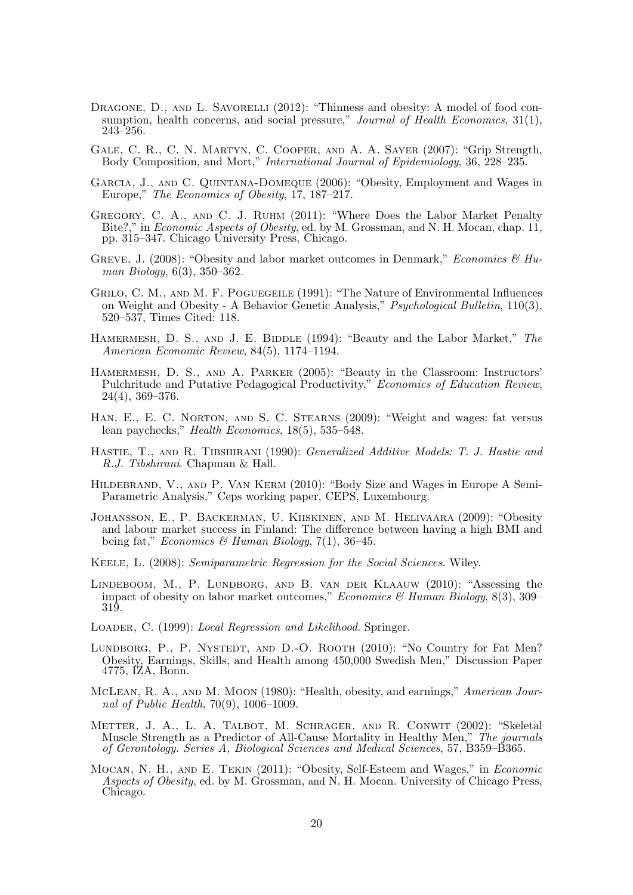Dragone, D., and L. Savorelli (2012): "Thinness and obesity: A model of food consumption, health concerns, and social pressure," *Journal of Health Economics*, 31(1), 243–256.

Gale, C. R., C. N. Martyn, C. Cooper, and A. A. Sayer (2007): "Grip Strength, Body Composition, and Mort," *International Journal of Epidemiology*, 36, 228–235.

Garcia, J., and C. Quintana-Domeque (2006): "Obesity, Employment and Wages in Europe," *The Economics of Obesity*, 17, 187–217.

Gregory, C. A., and C. J. Ruhm (2011): "Where Does the Labor Market Penalty Bite?," in *Economic Aspects of Obesity*, ed. by M. Grossman, and N. H. Mocan, chap. 11, pp. 315–347. Chicago University Press, Chicago.

Greve, J. (2008): "Obesity and labor market outcomes in Denmark," *Economics & Human Biology*, 6(3), 350–362.

Grilo, C. M., and M. F. Pogueggeile (1991): "The Nature of Environmental Influences on Weight and Obesity - A Behavior Genetic Analysis," *Psychological Bulletin*, 110(3), 520–537, Times Cited: 118.

Hamermesh, D. S., and J. E. Biddle (1994): "Beauty and the Labor Market," *The American Economic Review*, 84(5), 1174–1194.

Hamermesh, D. S., and A. Parker (2005): "Beauty in the Classroom: Instructors' Pulchritude and Putative Pedagogical Productivity," *Economics of Education Review*, 24(4), 369–376.

Han, E., E. C. Norton, and S. C. Stearns (2009): "Weight and wages: fat versus lean paychecks," *Health Economics*, 18(5), 535–548.

Hastie, T., and R. Tibshirani (1990): *Generalized Additive Models: T. J. Hastie and R.J. Tibshirani*. Chapman & Hall.

Hildebrand, V., and P. Van Kerm (2010): "Body Size and Wages in Europe A Semi-Parametric Analysis," Ceps working paper, CEPS, Luxembourg.

Johansson, E., P. Backerman, U. Kiiskinen, and M. Helivaara (2009): "Obesity and labour market success in Finland: The difference between having a high BMI and being fat," *Economics & Human Biology*, 7(1), 36–45.

Keele, L. (2008): *Semiparametric Regression for the Social Sciences*. Wiley.

Lindeboom, M., P. Lundborg, and B. van der Klaauw (2010): "Assessing the impact of obesity on labor market outcomes," *Economics & Human Biology*, 8(3), 309–319.

Loader, C. (1999): *Local Regression and Likelihood*. Springer.

Lundborg, P., P. Nystedt, and D.-O. Rooth (2010): "No Country for Fat Men? Obesity, Earnings, Skills, and Health among 450,000 Swedish Men," Discussion Paper 4775, IZA, Bonn.

McLean, R. A., and M. Moon (1980): "Health, obesity, and earnings," *American Journal of Public Health*, 70(9), 1006–1009.

Metter, J. A., L. A. Talbot, M. Schrager, and R. Conwit (2002): "Skeletal Muscle Strength as a Predictor of All-Cause Mortality in Healthy Men," *The journals of Gerontology. Series A, Biological Sciences and Medical Sciences*, 57, B359–B365.

Mocan, N. H., and E. Tekin (2011): "Obesity, Self-Esteem and Wages," in *Economic Aspects of Obesity*, ed. by M. Grossman, and N. H. Mocan. University of Chicago Press, Chicago.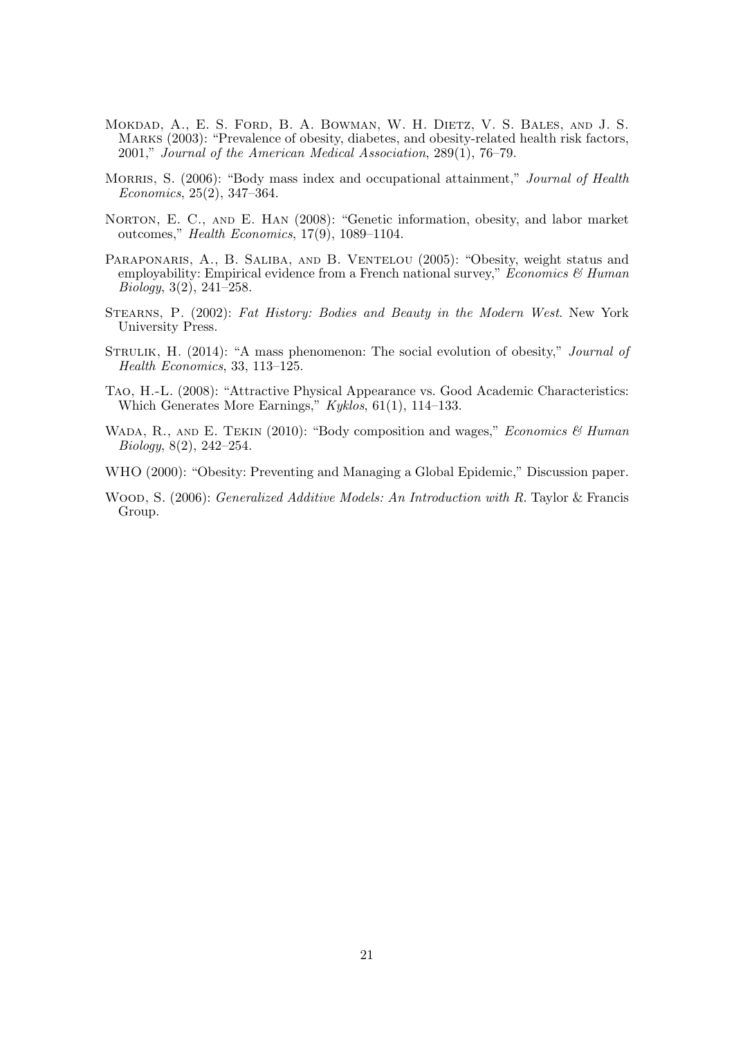Mokdad, A., E. S. Ford, B. A. Bowman, W. H. Dietz, V. S. Bales, and J. S. Marks (2003): "Prevalence of obesity, diabetes, and obesity-related health risk factors, 2001," *Journal of the American Medical Association*, 289(1), 76–79.

Morris, S. (2006): "Body mass index and occupational attainment," *Journal of Health Economics*, 25(2), 347–364.

Norton, E. C., and E. Han (2008): "Genetic information, obesity, and labor market outcomes," *Health Economics*, 17(9), 1089–1104.

Paraponaris, A., B. Saliba, and B. Ventelou (2005): "Obesity, weight status and employability: Empirical evidence from a French national survey," *Economics & Human Biology*, 3(2), 241–258.

Stearns, P. (2002): *Fat History: Bodies and Beauty in the Modern West*. New York University Press.

Strulik, H. (2014): "A mass phenomenon: The social evolution of obesity," *Journal of Health Economics*, 33, 113–125.

Tao, H.-L. (2008): "Attractive Physical Appearance vs. Good Academic Characteristics: Which Generates More Earnings," *Kyklos*, 61(1), 114–133.

Wada, R., and E. Tekin (2010): "Body composition and wages," *Economics & Human Biology*, 8(2), 242–254.

WHO (2000): "Obesity: Preventing and Managing a Global Epidemic," Discussion paper.

Wood, S. (2006): *Generalized Additive Models: An Introduction with R*. Taylor & Francis Group.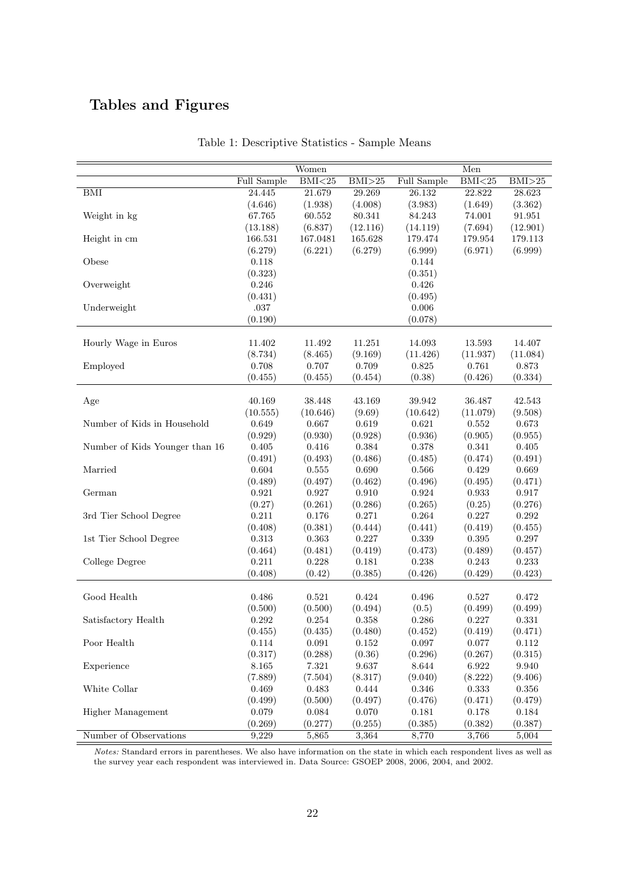# Tables and Figures

Table 1: Descriptive Statistics - Sample Means

| | Women | | | Men | | |
|---|---|---|---|---|---|---|
| | Full Sample | BMI<25 | BMI>25 | Full Sample | BMI<25 | BMI>25 |
| BMI | 24.445 | 21.679 | 29.269 | 26.132 | 22.822 | 28.623 |
| | (4.646) | (1.938) | (4.008) | (3.983) | (1.649) | (3.362) |
| Weight in kg | 67.765 | 60.552 | 80.341 | 84.243 | 74.001 | 91.951 |
| | (13.188) | (6.837) | (12.116) | (14.119) | (7.694) | (12.901) |
| Height in cm | 166.531 | 167.0481 | 165.628 | 179.474 | 179.954 | 179.113 |
| | (6.279) | (6.221) | (6.279) | (6.999) | (6.971) | (6.999) |
| Obese | 0.118 | | | 0.144 | | |
| | (0.323) | | | (0.351) | | |
| Overweight | 0.246 | | | 0.426 | | |
| | (0.431) | | | (0.495) | | |
| Underweight | .037 | | | 0.006 | | |
| | (0.190) | | | (0.078) | | |
| Hourly Wage in Euros | 11.402 | 11.492 | 11.251 | 14.093 | 13.593 | 14.407 |
| | (8.734) | (8.465) | (9.169) | (11.426) | (11.937) | (11.084) |
| Employed | 0.708 | 0.707 | 0.709 | 0.825 | 0.761 | 0.873 |
| | (0.455) | (0.455) | (0.454) | (0.38) | (0.426) | (0.334) |
| Age | 40.169 | 38.448 | 43.169 | 39.942 | 36.487 | 42.543 |
| | (10.555) | (10.646) | (9.69) | (10.642) | (11.079) | (9.508) |
| Number of Kids in Household | 0.649 | 0.667 | 0.619 | 0.621 | 0.552 | 0.673 |
| | (0.929) | (0.930) | (0.928) | (0.936) | (0.905) | (0.955) |
| Number of Kids Younger than 16 | 0.405 | 0.416 | 0.384 | 0.378 | 0.341 | 0.405 |
| | (0.491) | (0.493) | (0.486) | (0.485) | (0.474) | (0.491) |
| Married | 0.604 | 0.555 | 0.690 | 0.566 | 0.429 | 0.669 |
| | (0.489) | (0.497) | (0.462) | (0.496) | (0.495) | (0.471) |
| German | 0.921 | 0.927 | 0.910 | 0.924 | 0.933 | 0.917 |
| | (0.27) | (0.261) | (0.286) | (0.265) | (0.25) | (0.276) |
| 3rd Tier School Degree | 0.211 | 0.176 | 0.271 | 0.264 | 0.227 | 0.292 |
| | (0.408) | (0.381) | (0.444) | (0.441) | (0.419) | (0.455) |
| 1st Tier School Degree | 0.313 | 0.363 | 0.227 | 0.339 | 0.395 | 0.297 |
| | (0.464) | (0.481) | (0.419) | (0.473) | (0.489) | (0.457) |
| College Degree | 0.211 | 0.228 | 0.181 | 0.238 | 0.243 | 0.233 |
| | (0.408) | (0.42) | (0.385) | (0.426) | (0.429) | (0.423) |
| Good Health | 0.486 | 0.521 | 0.424 | 0.496 | 0.527 | 0.472 |
| | (0.500) | (0.500) | (0.494) | (0.5) | (0.499) | (0.499) |
| Satisfactory Health | 0.292 | 0.254 | 0.358 | 0.286 | 0.227 | 0.331 |
| | (0.455) | (0.435) | (0.480) | (0.452) | (0.419) | (0.471) |
| Poor Health | 0.114 | 0.091 | 0.152 | 0.097 | 0.077 | 0.112 |
| | (0.317) | (0.288) | (0.36) | (0.296) | (0.267) | (0.315) |
| Experience | 8.165 | 7.321 | 9.637 | 8.644 | 6.922 | 9.940 |
| | (7.889) | (7.504) | (8.317) | (9.040) | (8.222) | (9.406) |
| White Collar | 0.469 | 0.483 | 0.444 | 0.346 | 0.333 | 0.356 |
| | (0.499) | (0.500) | (0.497) | (0.476) | (0.471) | (0.479) |
| Higher Management | 0.079 | 0.084 | 0.070 | 0.181 | 0.178 | 0.184 |
| | (0.269) | (0.277) | (0.255) | (0.385) | (0.382) | (0.387) |
| Number of Observations | 9,229 | 5,865 | 3,364 | 8,770 | 3,766 | 5,004 |

*Notes:* Standard errors in parentheses. We also have information on the state in which each respondent lives as well as the survey year each respondent was interviewed in. Data Source: GSOEP 2008, 2006, 2004, and 2002.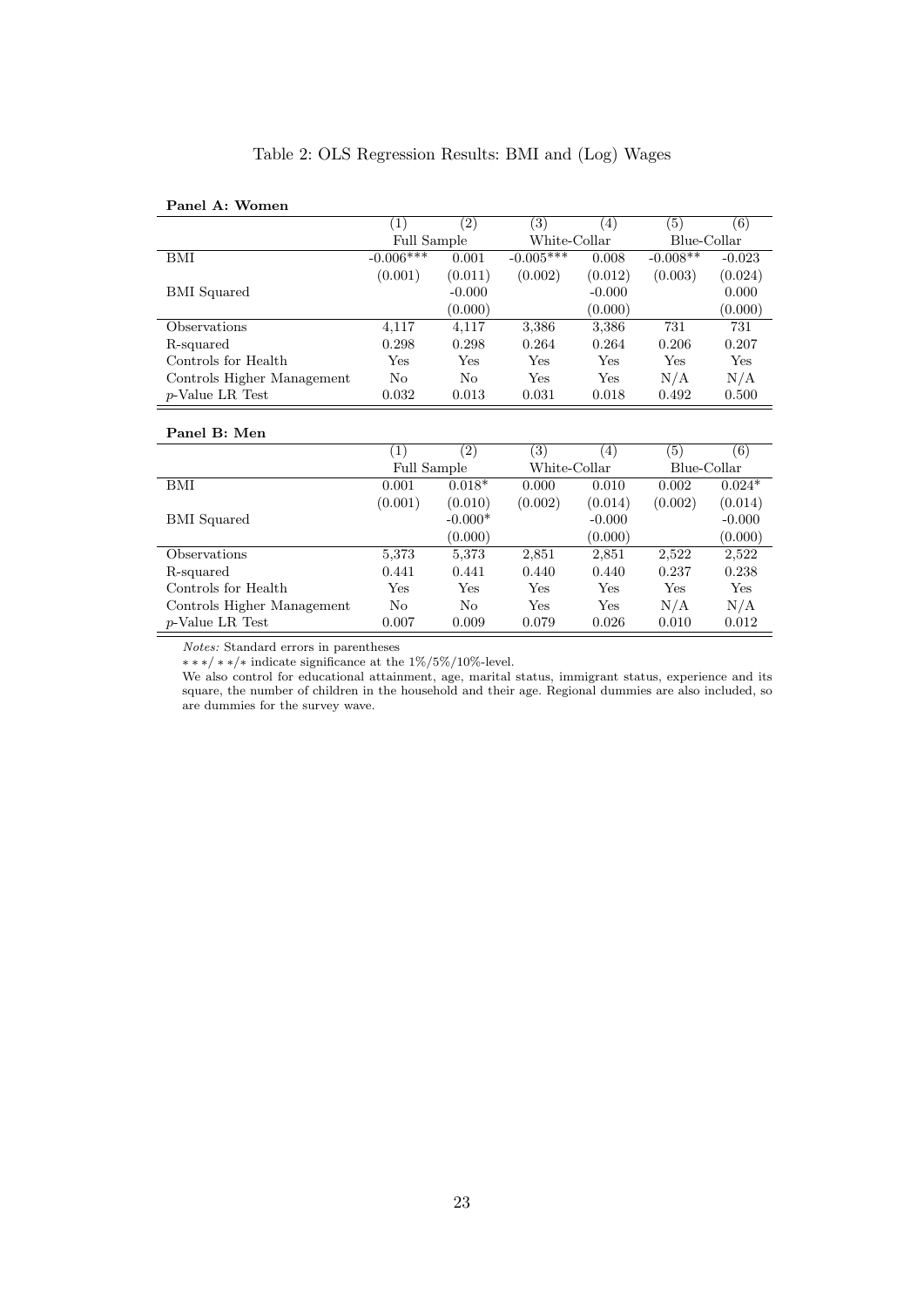Table 2: OLS Regression Results: BMI and (Log) Wages

**Panel A: Women**

| | (1) | (2) | (3) | (4) | (5) | (6) |
|---|---|---|---|---|---|---|
| | Full Sample | | White-Collar | | Blue-Collar | |
| BMI | -0.006*** | 0.001 | -0.005*** | 0.008 | -0.008** | -0.023 |
| | (0.001) | (0.011) | (0.002) | (0.012) | (0.003) | (0.024) |
| BMI Squared | | -0.000 | | -0.000 | | 0.000 |
| | | (0.000) | | (0.000) | | (0.000) |
| Observations | 4,117 | 4,117 | 3,386 | 3,386 | 731 | 731 |
| R-squared | 0.298 | 0.298 | 0.264 | 0.264 | 0.206 | 0.207 |
| Controls for Health | Yes | Yes | Yes | Yes | Yes | Yes |
| Controls Higher Management | No | No | Yes | Yes | N/A | N/A |
| $p$-Value LR Test | 0.032 | 0.013 | 0.031 | 0.018 | 0.492 | 0.500 |

**Panel B: Men**

| | (1) | (2) | (3) | (4) | (5) | (6) |
|---|---|---|---|---|---|---|
| | Full Sample | | White-Collar | | Blue-Collar | |
| BMI | 0.001 | 0.018* | 0.000 | 0.010 | 0.002 | 0.024* |
| | (0.001) | (0.010) | (0.002) | (0.014) | (0.002) | (0.014) |
| BMI Squared | | -0.000* | | -0.000 | | -0.000 |
| | | (0.000) | | (0.000) | | (0.000) |
| Observations | 5,373 | 5,373 | 2,851 | 2,851 | 2,522 | 2,522 |
| R-squared | 0.441 | 0.441 | 0.440 | 0.440 | 0.237 | 0.238 |
| Controls for Health | Yes | Yes | Yes | Yes | Yes | Yes |
| Controls Higher Management | No | No | Yes | Yes | N/A | N/A |
| $p$-Value LR Test | 0.007 | 0.009 | 0.079 | 0.026 | 0.010 | 0.012 |

*Notes:* Standard errors in parentheses

∗∗∗/∗∗/∗ indicate significance at the 1%/5%/10%-level.

We also control for educational attainment, age, marital status, immigrant status, experience and its square, the number of children in the household and their age. Regional dummies are also included, so are dummies for the survey wave.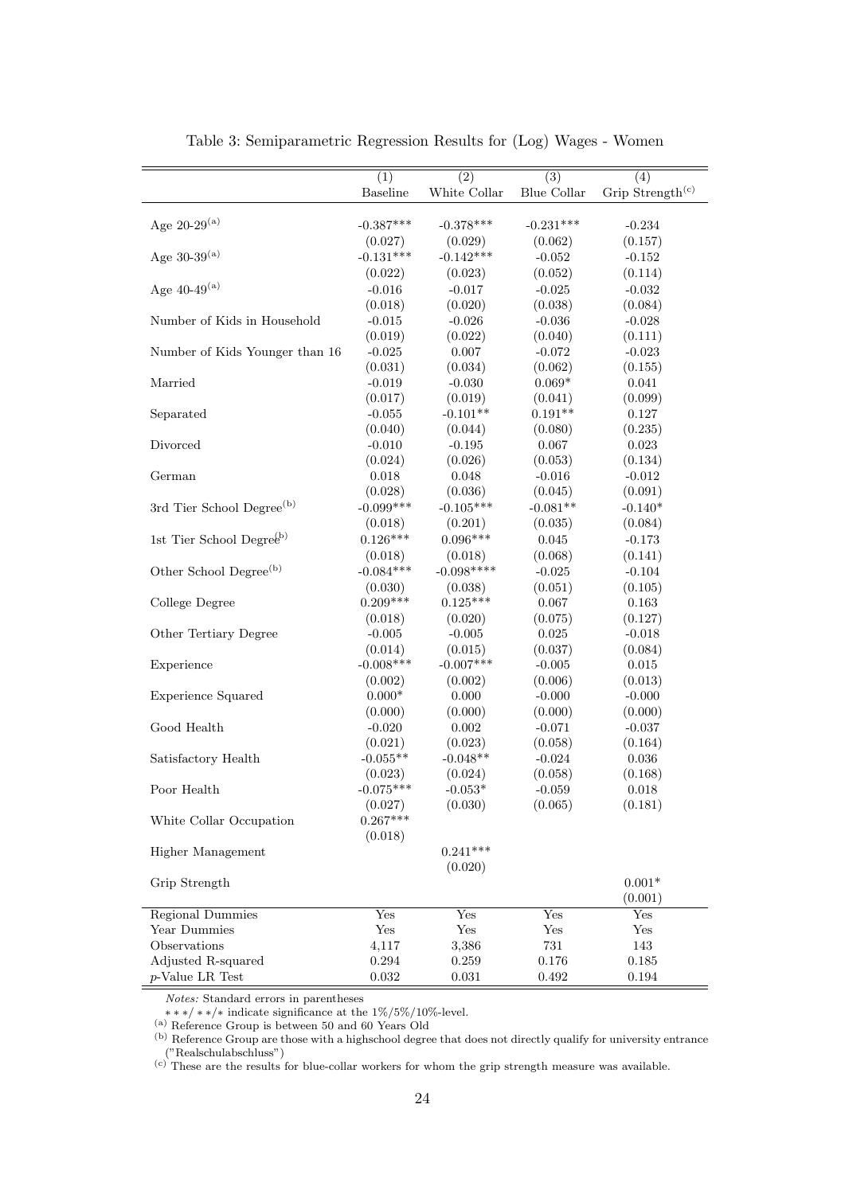Table 3: Semiparametric Regression Results for (Log) Wages - Women

| | (1) Baseline | (2) White Collar | (3) Blue Collar | (4) Grip Strength[c] |
|---|---|---|---|---|
| Age 20-29[a] | -0.387*** | -0.378*** | -0.231*** | -0.234 |
| | (0.027) | (0.029) | (0.062) | (0.157) |
| Age 30-39[a] | -0.131*** | -0.142*** | -0.052 | -0.152 |
| | (0.022) | (0.023) | (0.052) | (0.114) |
| Age 40-49[a] | -0.016 | -0.017 | -0.025 | -0.032 |
| | (0.018) | (0.020) | (0.038) | (0.084) |
| Number of Kids in Household | -0.015 | -0.026 | -0.036 | -0.028 |
| | (0.019) | (0.022) | (0.040) | (0.111) |
| Number of Kids Younger than 16 | -0.025 | 0.007 | -0.072 | -0.023 |
| | (0.031) | (0.034) | (0.062) | (0.155) |
| Married | -0.019 | -0.030 | 0.069* | 0.041 |
| | (0.017) | (0.019) | (0.041) | (0.099) |
| Separated | -0.055 | -0.101** | 0.191** | 0.127 |
| | (0.040) | (0.044) | (0.080) | (0.235) |
| Divorced | -0.010 | -0.195 | 0.067 | 0.023 |
| | (0.024) | (0.026) | (0.053) | (0.134) |
| German | 0.018 | 0.048 | -0.016 | -0.012 |
| | (0.028) | (0.036) | (0.045) | (0.091) |
| 3rd Tier School Degree[b] | -0.099*** | -0.105*** | -0.081** | -0.140* |
| | (0.018) | (0.201) | (0.035) | (0.084) |
| 1st Tier School Degree[b] | 0.126*** | 0.096*** | 0.045 | -0.173 |
| | (0.018) | (0.018) | (0.068) | (0.141) |
| Other School Degree[b] | -0.084*** | -0.098**** | -0.025 | -0.104 |
| | (0.030) | (0.038) | (0.051) | (0.105) |
| College Degree | 0.209*** | 0.125*** | 0.067 | 0.163 |
| | (0.018) | (0.020) | (0.075) | (0.127) |
| Other Tertiary Degree | -0.005 | -0.005 | 0.025 | -0.018 |
| | (0.014) | (0.015) | (0.037) | (0.084) |
| Experience | -0.008*** | -0.007*** | -0.005 | 0.015 |
| | (0.002) | (0.002) | (0.006) | (0.013) |
| Experience Squared | 0.000* | 0.000 | -0.000 | -0.000 |
| | (0.000) | (0.000) | (0.000) | (0.000) |
| Good Health | -0.020 | 0.002 | -0.071 | -0.037 |
| | (0.021) | (0.023) | (0.058) | (0.164) |
| Satisfactory Health | -0.055** | -0.048** | -0.024 | 0.036 |
| | (0.023) | (0.024) | (0.058) | (0.168) |
| Poor Health | -0.075*** | -0.053* | -0.059 | 0.018 |
| | (0.027) | (0.030) | (0.065) | (0.181) |
| White Collar Occupation | 0.267*** | | | |
| | (0.018) | | | |
| Higher Management | | 0.241*** | | |
| | | (0.020) | | |
| Grip Strength | | | | 0.001* |
| | | | | (0.001) |
| Regional Dummies | Yes | Yes | Yes | Yes |
| Year Dummies | Yes | Yes | Yes | Yes |
| Observations | 4,117 | 3,386 | 731 | 143 |
| Adjusted R-squared | 0.294 | 0.259 | 0.176 | 0.185 |
| $p$-Value LR Test | 0.032 | 0.031 | 0.492 | 0.194 |

*Notes:* Standard errors in parentheses

***/**/* indicate significance at the 1%/5%/10%-level.

[a] Reference Group is between 50 and 60 Years Old

[b] Reference Group are those with a highschool degree that does not directly qualify for university entrance ("Realschulabschluss")

[c] These are the results for blue-collar workers for whom the grip strength measure was available.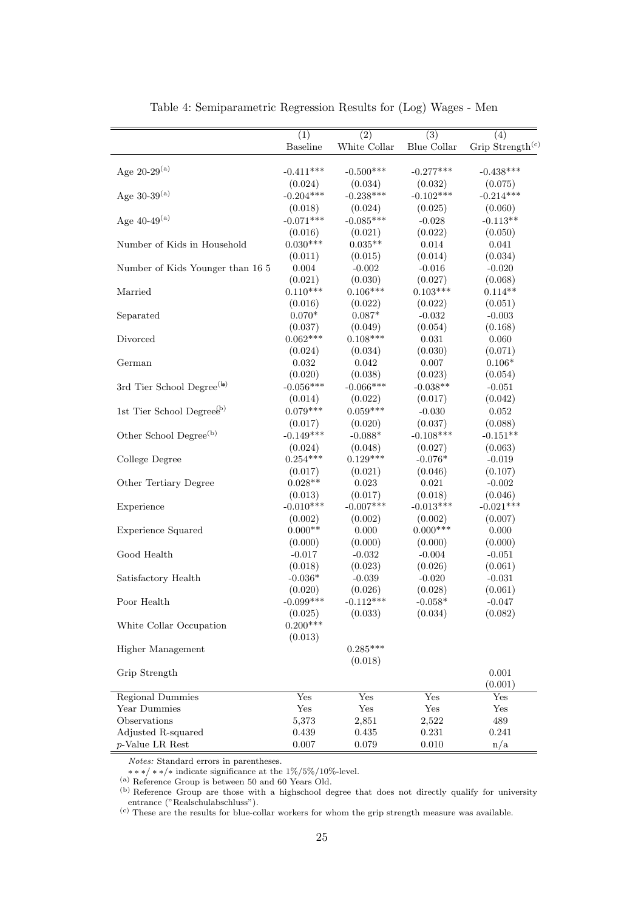Table 4: Semiparametric Regression Results for (Log) Wages - Men

| | (1) Baseline | (2) White Collar | (3) Blue Collar | (4) Grip Strength[(c)] |
|---|---|---|---|---|
| Age 20-29[(a)] | -0.411*** | -0.500*** | -0.277*** | -0.438*** |
| | (0.024) | (0.034) | (0.032) | (0.075) |
| Age 30-39[(a)] | -0.204*** | -0.238*** | -0.102*** | -0.214*** |
| | (0.018) | (0.024) | (0.025) | (0.060) |
| Age 40-49[(a)] | -0.071*** | -0.085*** | -0.028 | -0.113** |
| | (0.016) | (0.021) | (0.022) | (0.050) |
| Number of Kids in Household | 0.030*** | 0.035** | 0.014 | 0.041 |
| | (0.011) | (0.015) | (0.014) | (0.034) |
| Number of Kids Younger than 16 5 | 0.004 | -0.002 | -0.016 | -0.020 |
| | (0.021) | (0.030) | (0.027) | (0.068) |
| Married | 0.110*** | 0.106*** | 0.103*** | 0.114** |
| | (0.016) | (0.022) | (0.022) | (0.051) |
| Separated | 0.070* | 0.087* | -0.032 | -0.003 |
| | (0.037) | (0.049) | (0.054) | (0.168) |
| Divorced | 0.062*** | 0.108*** | 0.031 | 0.060 |
| | (0.024) | (0.034) | (0.030) | (0.071) |
| German | 0.032 | 0.042 | 0.007 | 0.106* |
| | (0.020) | (0.038) | (0.023) | (0.054) |
| 3rd Tier School Degree[(b)] | -0.056*** | -0.066*** | -0.038** | -0.051 |
| | (0.014) | (0.022) | (0.017) | (0.042) |
| 1st Tier School Degree[(b)] | 0.079*** | 0.059*** | -0.030 | 0.052 |
| | (0.017) | (0.020) | (0.037) | (0.088) |
| Other School Degree[(b)] | -0.149*** | -0.088* | -0.108*** | -0.151** |
| | (0.024) | (0.048) | (0.027) | (0.063) |
| College Degree | 0.254*** | 0.129*** | -0.076* | -0.019 |
| | (0.017) | (0.021) | (0.046) | (0.107) |
| Other Tertiary Degree | 0.028** | 0.023 | 0.021 | -0.002 |
| | (0.013) | (0.017) | (0.018) | (0.046) |
| Experience | -0.010*** | -0.007*** | -0.013*** | -0.021*** |
| | (0.002) | (0.002) | (0.002) | (0.007) |
| Experience Squared | 0.000** | 0.000 | 0.000*** | 0.000 |
| | (0.000) | (0.000) | (0.000) | (0.000) |
| Good Health | -0.017 | -0.032 | -0.004 | -0.051 |
| | (0.018) | (0.023) | (0.026) | (0.061) |
| Satisfactory Health | -0.036* | -0.039 | -0.020 | -0.031 |
| | (0.020) | (0.026) | (0.028) | (0.061) |
| Poor Health | -0.099*** | -0.112*** | -0.058* | -0.047 |
| | (0.025) | (0.033) | (0.034) | (0.082) |
| White Collar Occupation | 0.200*** | | | |
| | (0.013) | | | |
| Higher Management | | 0.285*** | | |
| | | (0.018) | | |
| Grip Strength | | | | 0.001 |
| | | | | (0.001) |
| Regional Dummies | Yes | Yes | Yes | Yes |
| Year Dummies | Yes | Yes | Yes | Yes |
| Observations | 5,373 | 2,851 | 2,522 | 489 |
| Adjusted R-squared | 0.439 | 0.435 | 0.231 | 0.241 |
| $p$-Value LR Rest | 0.007 | 0.079 | 0.010 | n/a |

*Notes:* Standard errors in parentheses.
$***/**/*$ indicate significance at the 1%/5%/10%-level.
[(a)] Reference Group is between 50 and 60 Years Old.
[(b)] Reference Group are those with a highschool degree that does not directly qualify for university entrance ("Realschulabschluss").
[(c)] These are the results for blue-collar workers for whom the grip strength measure was available.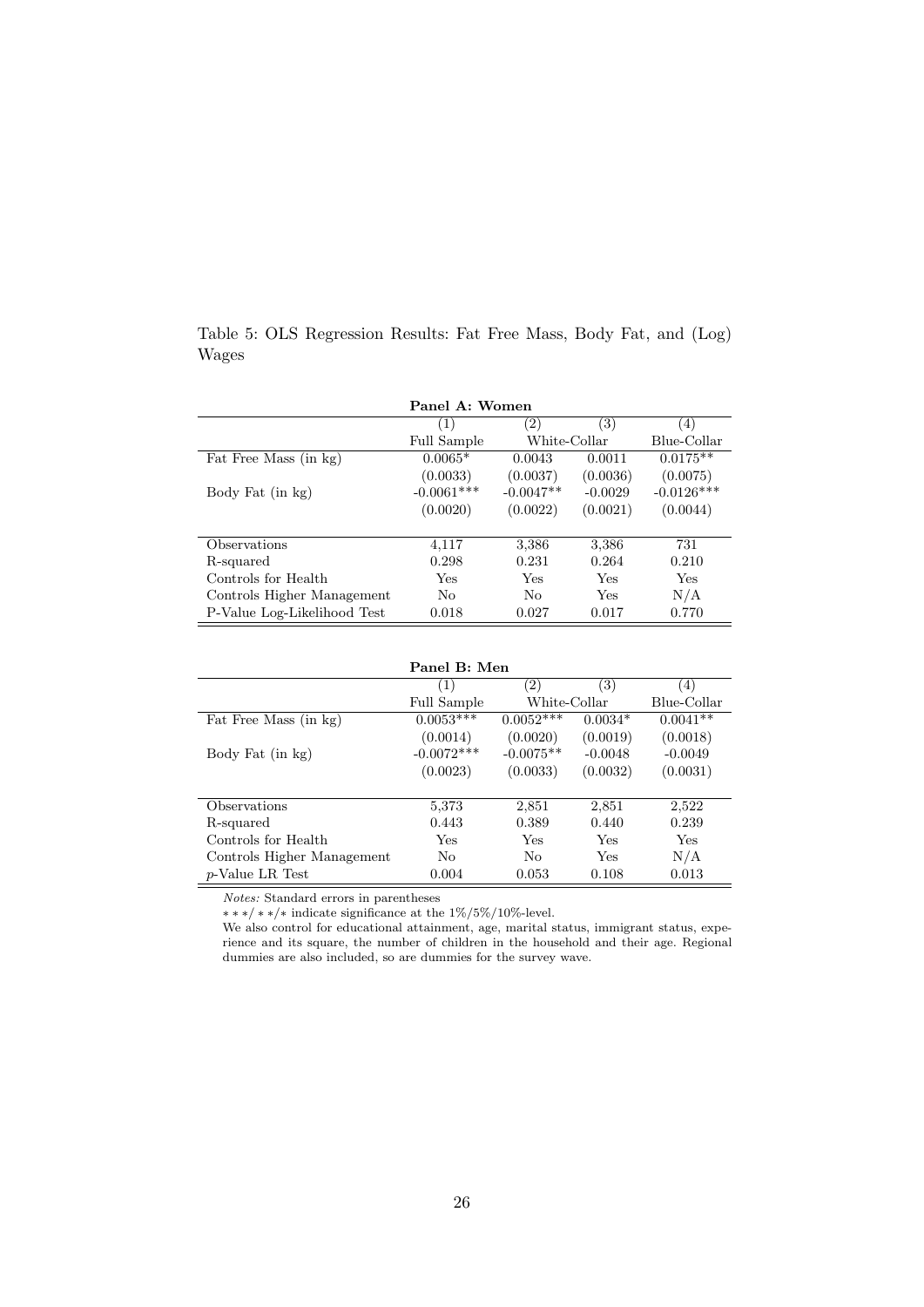Table 5: OLS Regression Results: Fat Free Mass, Body Fat, and (Log) Wages

**Panel A: Women**

| | (1) | (2) | (3) | (4) |
|---|---|---|---|---|
| | Full Sample | White-Collar | | Blue-Collar |
| Fat Free Mass (in kg) | 0.0065* | 0.0043 | 0.0011 | 0.0175** |
| | (0.0033) | (0.0037) | (0.0036) | (0.0075) |
| Body Fat (in kg) | -0.0061*** | -0.0047** | -0.0029 | -0.0126*** |
| | (0.0020) | (0.0022) | (0.0021) | (0.0044) |
| Observations | 4,117 | 3,386 | 3,386 | 731 |
| R-squared | 0.298 | 0.231 | 0.264 | 0.210 |
| Controls for Health | Yes | Yes | Yes | Yes |
| Controls Higher Management | No | No | Yes | N/A |
| P-Value Log-Likelihood Test | 0.018 | 0.027 | 0.017 | 0.770 |

**Panel B: Men**

| | (1) | (2) | (3) | (4) |
|---|---|---|---|---|
| | Full Sample | White-Collar | | Blue-Collar |
| Fat Free Mass (in kg) | 0.0053*** | 0.0052*** | 0.0034* | 0.0041** |
| | (0.0014) | (0.0020) | (0.0019) | (0.0018) |
| Body Fat (in kg) | -0.0072*** | -0.0075** | -0.0048 | -0.0049 |
| | (0.0023) | (0.0033) | (0.0032) | (0.0031) |
| Observations | 5,373 | 2,851 | 2,851 | 2,522 |
| R-squared | 0.443 | 0.389 | 0.440 | 0.239 |
| Controls for Health | Yes | Yes | Yes | Yes |
| Controls Higher Management | No | No | Yes | N/A |
| $p$-Value LR Test | 0.004 | 0.053 | 0.108 | 0.013 |

*Notes:* Standard errors in parentheses

***/**/* indicate significance at the 1%/5%/10%-level.

We also control for educational attainment, age, marital status, immigrant status, experience and its square, the number of children in the household and their age. Regional dummies are also included, so are dummies for the survey wave.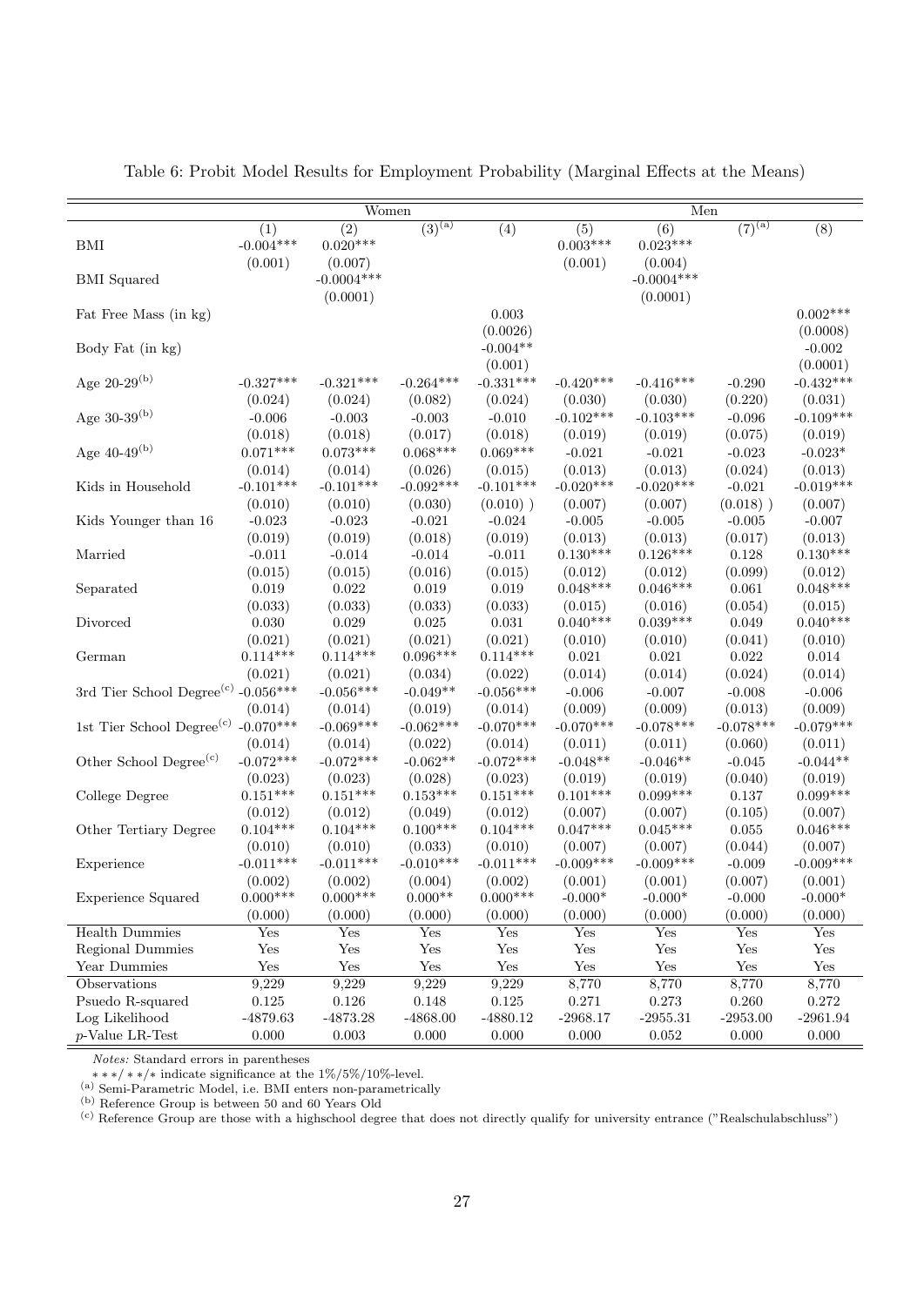Table 6: Probit Model Results for Employment Probability (Marginal Effects at the Means)

| | Women | | | | Men | | | |
|---|---|---|---|---|---|---|---|---|
| | (1) | (2) | (3)[(a)] | (4) | (5) | (6) | (7)[(a)] | (8) |
| BMI | -0.004*** | 0.020*** | | | 0.003*** | 0.023*** | | |
| | (0.001) | (0.007) | | | (0.001) | (0.004) | | |
| BMI Squared | | -0.0004*** | | | | -0.0004*** | | |
| | | (0.0001) | | | | (0.0001) | | |
| Fat Free Mass (in kg) | | | | 0.003 | | | | 0.002*** |
| | | | | (0.0026) | | | | (0.0008) |
| Body Fat (in kg) | | | | -0.004** | | | | -0.002 |
| | | | | (0.001) | | | | (0.0001) |
| Age 20-29[(b)] | -0.327*** | -0.321*** | -0.264*** | -0.331*** | -0.420*** | -0.416*** | -0.290 | -0.432*** |
| | (0.024) | (0.024) | (0.082) | (0.024) | (0.030) | (0.030) | (0.220) | (0.031) |
| Age 30-39[(b)] | -0.006 | -0.003 | -0.003 | -0.010 | -0.102*** | -0.103*** | -0.096 | -0.109*** |
| | (0.018) | (0.018) | (0.017) | (0.018) | (0.019) | (0.019) | (0.075) | (0.019) |
| Age 40-49[(b)] | 0.071*** | 0.073*** | 0.068*** | 0.069*** | -0.021 | -0.021 | -0.023 | -0.023* |
| | (0.014) | (0.014) | (0.026) | (0.015) | (0.013) | (0.013) | (0.024) | (0.013) |
| Kids in Household | -0.101*** | -0.101*** | -0.092*** | -0.101*** | -0.020*** | -0.020*** | -0.021 | -0.019*** |
| | (0.010) | (0.010) | (0.030) | (0.010) ) | (0.007) | (0.007) | (0.018) ) | (0.007) |
| Kids Younger than 16 | -0.023 | -0.023 | -0.021 | -0.024 | -0.005 | -0.005 | -0.005 | -0.007 |
| | (0.019) | (0.019) | (0.018) | (0.019) | (0.013) | (0.013) | (0.017) | (0.013) |
| Married | -0.011 | -0.014 | -0.014 | -0.011 | 0.130*** | 0.126*** | 0.128 | 0.130*** |
| | (0.015) | (0.015) | (0.016) | (0.015) | (0.012) | (0.012) | (0.099) | (0.012) |
| Separated | 0.019 | 0.022 | 0.019 | 0.019 | 0.048*** | 0.046*** | 0.061 | 0.048*** |
| | (0.033) | (0.033) | (0.033) | (0.033) | (0.015) | (0.016) | (0.054) | (0.015) |
| Divorced | 0.030 | 0.029 | 0.025 | 0.031 | 0.040*** | 0.039*** | 0.049 | 0.040*** |
| | (0.021) | (0.021) | (0.021) | (0.021) | (0.010) | (0.010) | (0.041) | (0.010) |
| German | 0.114*** | 0.114*** | 0.096*** | 0.114*** | 0.021 | 0.021 | 0.022 | 0.014 |
| | (0.021) | (0.021) | (0.034) | (0.022) | (0.014) | (0.014) | (0.024) | (0.014) |
| 3rd Tier School Degree[(c)] | -0.056*** | -0.056*** | -0.049** | -0.056*** | -0.006 | -0.007 | -0.008 | -0.006 |
| | (0.014) | (0.014) | (0.019) | (0.014) | (0.009) | (0.009) | (0.013) | (0.009) |
| 1st Tier School Degree[(c)] | -0.070*** | -0.069*** | -0.062*** | -0.070*** | -0.070*** | -0.078*** | -0.078*** | -0.079*** |
| | (0.014) | (0.014) | (0.022) | (0.014) | (0.011) | (0.011) | (0.060) | (0.011) |
| Other School Degree[(c)] | -0.072*** | -0.072*** | -0.062** | -0.072*** | -0.048** | -0.046** | -0.045 | -0.044** |
| | (0.023) | (0.023) | (0.028) | (0.023) | (0.019) | (0.019) | (0.040) | (0.019) |
| College Degree | 0.151*** | 0.151*** | 0.153*** | 0.151*** | 0.101*** | 0.099*** | 0.137 | 0.099*** |
| | (0.012) | (0.012) | (0.049) | (0.012) | (0.007) | (0.007) | (0.105) | (0.007) |
| Other Tertiary Degree | 0.104*** | 0.104*** | 0.100*** | 0.104*** | 0.047*** | 0.045*** | 0.055 | 0.046*** |
| | (0.010) | (0.010) | (0.033) | (0.010) | (0.007) | (0.007) | (0.044) | (0.007) |
| Experience | -0.011*** | -0.011*** | -0.010*** | -0.011*** | -0.009*** | -0.009*** | -0.009 | -0.009*** |
| | (0.002) | (0.002) | (0.004) | (0.002) | (0.001) | (0.001) | (0.007) | (0.001) |
| Experience Squared | 0.000*** | 0.000*** | 0.000** | 0.000*** | -0.000* | -0.000* | -0.000 | -0.000* |
| | (0.000) | (0.000) | (0.000) | (0.000) | (0.000) | (0.000) | (0.000) | (0.000) |
| Health Dummies | Yes | Yes | Yes | Yes | Yes | Yes | Yes | Yes |
| Regional Dummies | Yes | Yes | Yes | Yes | Yes | Yes | Yes | Yes |
| Year Dummies | Yes | Yes | Yes | Yes | Yes | Yes | Yes | Yes |
| Observations | 9,229 | 9,229 | 9,229 | 9,229 | 8,770 | 8,770 | 8,770 | 8,770 |
| Psuedo R-squared | 0.125 | 0.126 | 0.148 | 0.125 | 0.271 | 0.273 | 0.260 | 0.272 |
| Log Likelihood | -4879.63 | -4873.28 | -4868.00 | -4880.12 | -2968.17 | -2955.31 | -2953.00 | -2961.94 |
| $p$-Value LR-Test | 0.000 | 0.003 | 0.000 | 0.000 | 0.000 | 0.052 | 0.000 | 0.000 |

*Notes:* Standard errors in parentheses

∗ ∗ ∗/ ∗ ∗/∗ indicate significance at the 1%/5%/10%-level.

(a) Semi-Parametric Model, i.e. BMI enters non-parametrically

(b) Reference Group is between 50 and 60 Years Old

(c) Reference Group are those with a highschool degree that does not directly qualify for university entrance ("Realschulabschluss")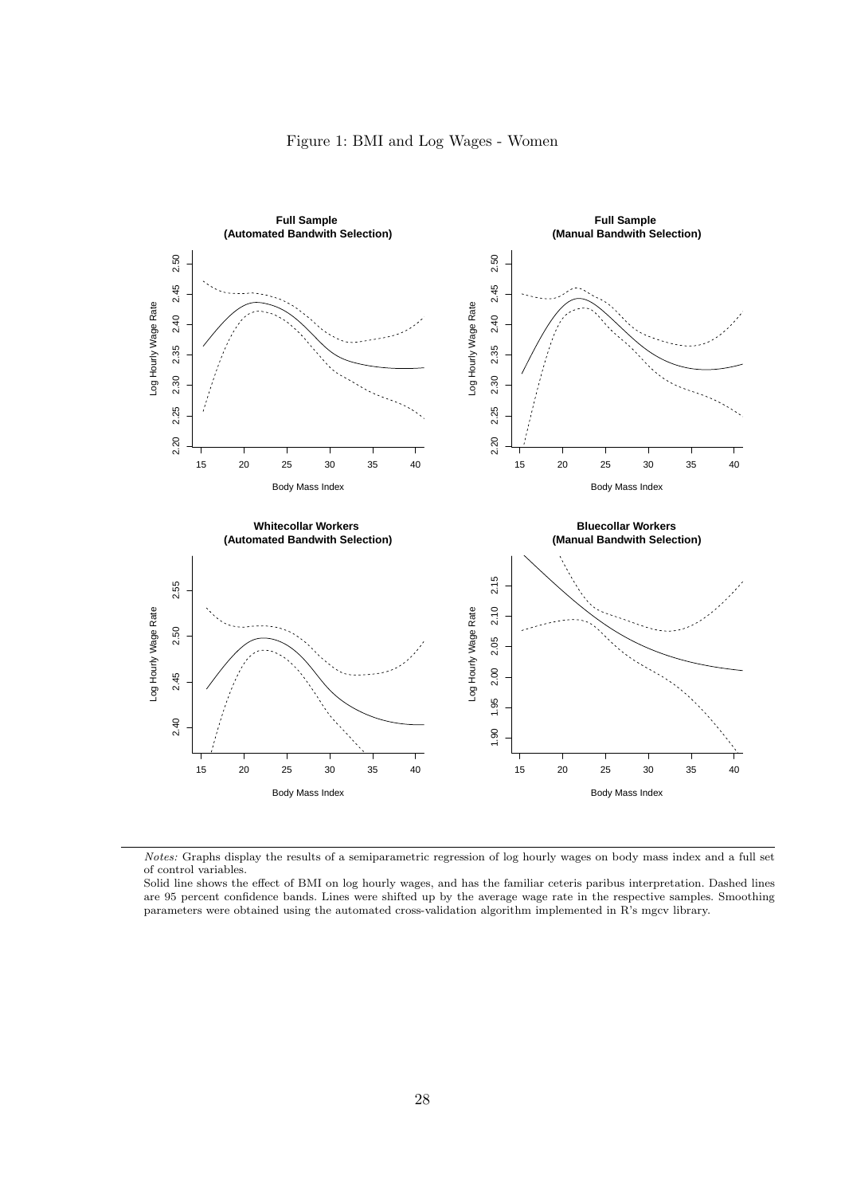Figure 1: BMI and Log Wages - Women

*Notes:* Graphs display the results of a semiparametric regression of log hourly wages on body mass index and a full set of control variables.

Solid line shows the effect of BMI on log hourly wages, and has the familiar ceteris paribus interpretation. Dashed lines are 95 percent confidence bands. Lines were shifted up by the average wage rate in the respective samples. Smoothing parameters were obtained using the automated cross-validation algorithm implemented in R's mgcv library.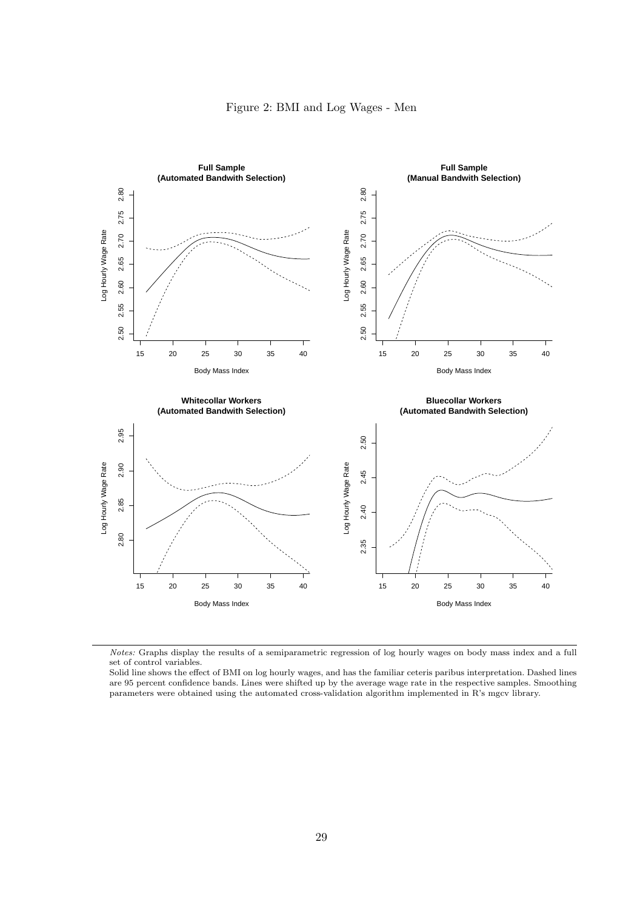Figure 2: BMI and Log Wages - Men

*Notes:* Graphs display the results of a semiparametric regression of log hourly wages on body mass index and a full set of control variables.

Solid line shows the effect of BMI on log hourly wages, and has the familiar ceteris paribus interpretation. Dashed lines are 95 percent confidence bands. Lines were shifted up by the average wage rate in the respective samples. Smoothing parameters were obtained using the automated cross-validation algorithm implemented in R's mgcv library.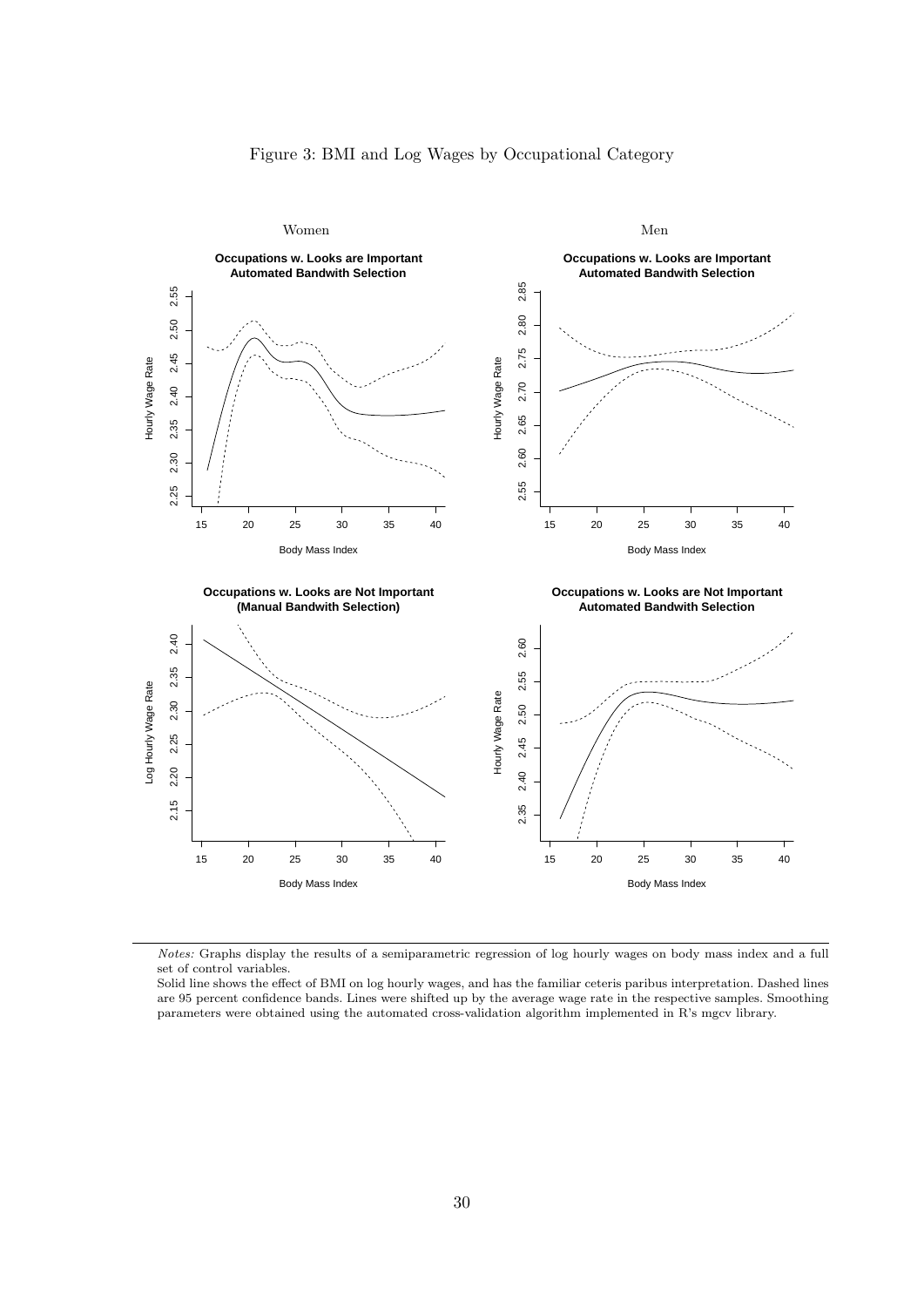Figure 3: BMI and Log Wages by Occupational Category

*Notes:* Graphs display the results of a semiparametric regression of log hourly wages on body mass index and a full set of control variables.

Solid line shows the effect of BMI on log hourly wages, and has the familiar ceteris paribus interpretation. Dashed lines are 95 percent confidence bands. Lines were shifted up by the average wage rate in the respective samples. Smoothing parameters were obtained using the automated cross-validation algorithm implemented in R's mgcv library.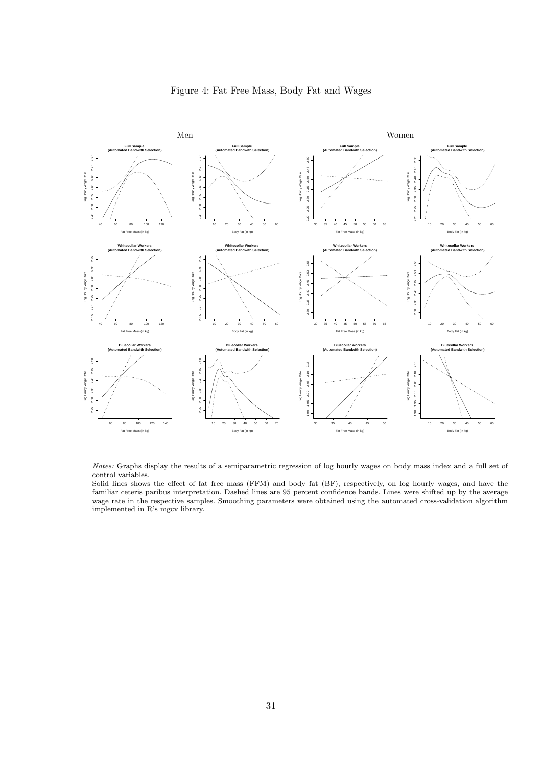Figure 4: Fat Free Mass, Body Fat and Wages

*Notes:* Graphs display the results of a semiparametric regression of log hourly wages on body mass index and a full set of control variables.

Solid lines shows the effect of fat free mass (FFM) and body fat (BF), respectively, on log hourly wages, and have the familiar ceteris paribus interpretation. Dashed lines are 95 percent confidence bands. Lines were shifted up by the average wage rate in the respective samples. Smoothing parameters were obtained using the automated cross-validation algorithm implemented in R's mgcv library.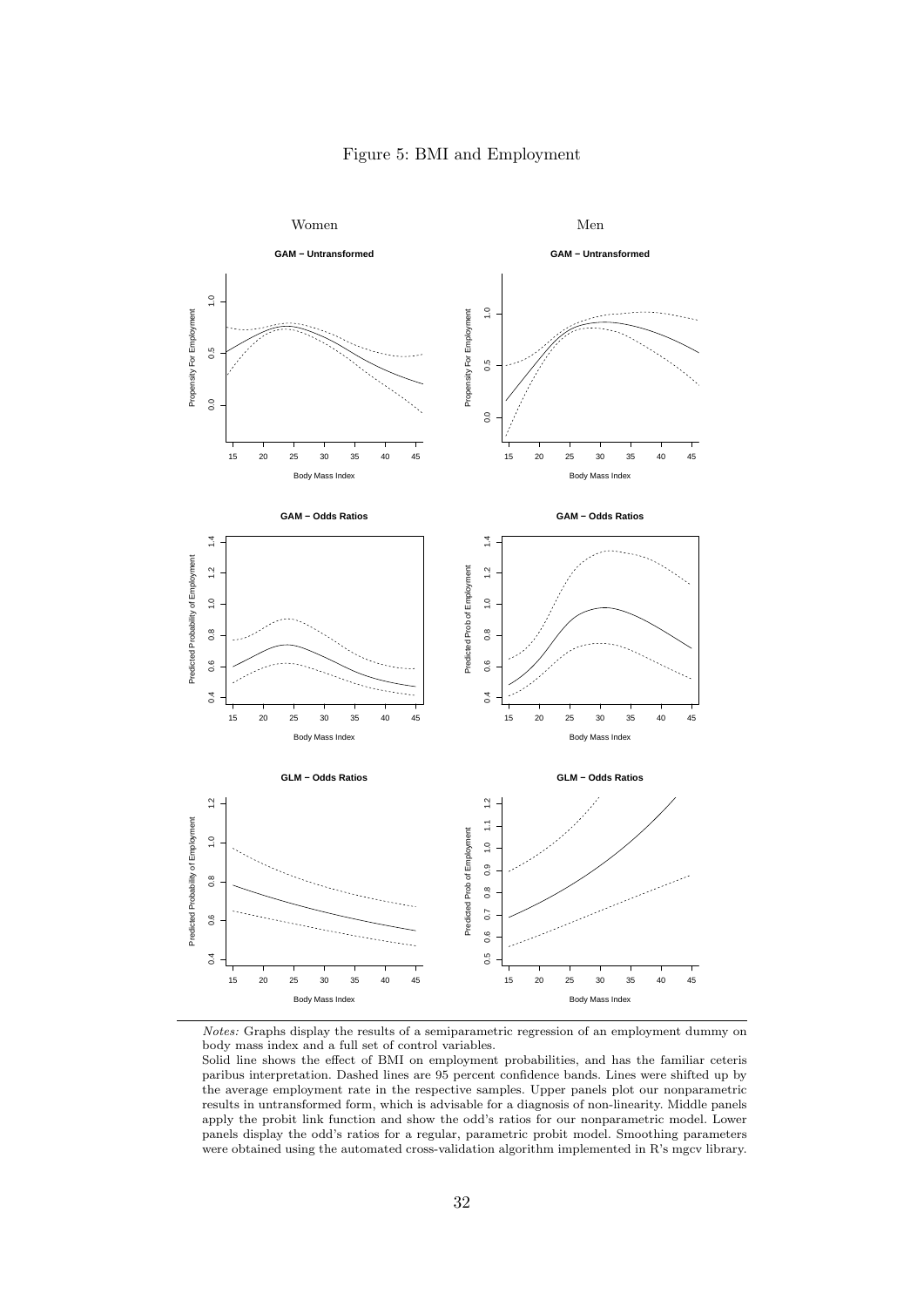Figure 5: BMI and Employment

Women

Men

**GAM − Untransformed**

Propensity For Employment

1.0
0.5
0.0

15 20 25 30 35 40 45

Body Mass Index

**GAM − Untransformed**

Propensity For Employment

1.0
0.5
0.0

15 20 25 30 35 40 45

Body Mass Index

**GAM − Odds Ratios**

Predicted Probability of Employment

1.4
1.2
1.0
0.8
0.6
0.4

15 20 25 30 35 40 45

Body Mass Index

**GAM − Odds Ratios**

Predicted Prob of Employment

1.4
1.2
1.0
0.8
0.6
0.4

15 20 25 30 35 40 45

Body Mass Index

**GLM − Odds Ratios**

Predicted Probability of Employment

1.2
1.0
0.8
0.6
0.4

15 20 25 30 35 40 45

Body Mass Index

**GLM − Odds Ratios**

Predicted Prob of Employment

1.2
1.1
1.0
0.9
0.8
0.7
0.6
0.5

15 20 25 30 35 40 45

Body Mass Index

*Notes:* Graphs display the results of a semiparametric regression of an employment dummy on body mass index and a full set of control variables.

Solid line shows the effect of BMI on employment probabilities, and has the familiar ceteris paribus interpretation. Dashed lines are 95 percent confidence bands. Lines were shifted up by the average employment rate in the respective samples. Upper panels plot our nonparametric results in untransformed form, which is advisable for a diagnosis of non-linearity. Middle panels apply the probit link function and show the odd's ratios for our nonparametric model. Lower panels display the odd's ratios for a regular, parametric probit model. Smoothing parameters were obtained using the automated cross-validation algorithm implemented in R's mgcv library.